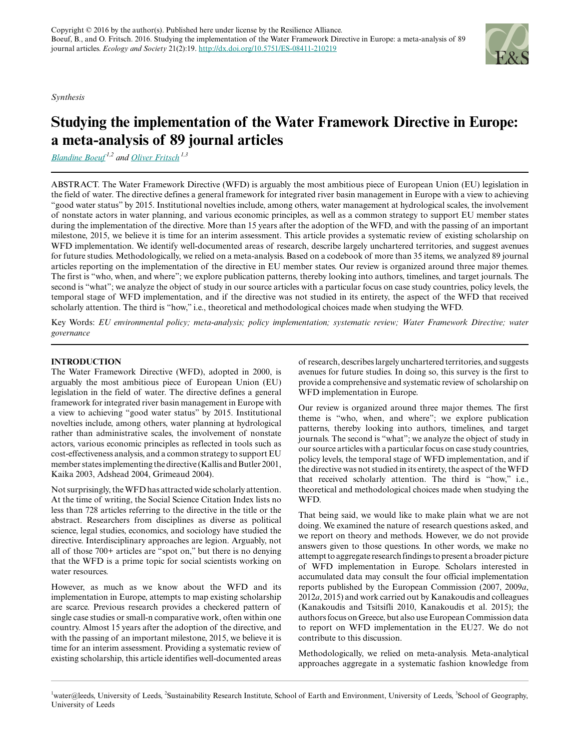Copyright © 2016 by the author(s). Published here under license by the Resilience Alliance.
Boeuf, B., and O. Fritsch. 2016. Studying the implementation of the Water Framework Directive in Europe: a meta-analysis of 89 journal articles. *Ecology and Society* 21(2):19. http://dx.doi.org/10.5751/ES-08411-210219

*Synthesis*

# Studying the implementation of the Water Framework Directive in Europe: a meta-analysis of 89 journal articles

*Blandine Boeuf*[1,2] and *Oliver Fritsch*[1,3]

ABSTRACT. The Water Framework Directive (WFD) is arguably the most ambitious piece of European Union (EU) legislation in the field of water. The directive defines a general framework for integrated river basin management in Europe with a view to achieving "good water status" by 2015. Institutional novelties include, among others, water management at hydrological scales, the involvement of nonstate actors in water planning, and various economic principles, as well as a common strategy to support EU member states during the implementation of the directive. More than 15 years after the adoption of the WFD, and with the passing of an important milestone, 2015, we believe it is time for an interim assessment. This article provides a systematic review of existing scholarship on WFD implementation. We identify well-documented areas of research, describe largely unchartered territories, and suggest avenues for future studies. Methodologically, we relied on a meta-analysis. Based on a codebook of more than 35 items, we analyzed 89 journal articles reporting on the implementation of the directive in EU member states. Our review is organized around three major themes. The first is "who, when, and where"; we explore publication patterns, thereby looking into authors, timelines, and target journals. The second is "what"; we analyze the object of study in our source articles with a particular focus on case study countries, policy levels, the temporal stage of WFD implementation, and if the directive was not studied in its entirety, the aspect of the WFD that received scholarly attention. The third is "how," i.e., theoretical and methodological choices made when studying the WFD.

Key Words: *EU environmental policy; meta-analysis; policy implementation; systematic review; Water Framework Directive; water governance*

## INTRODUCTION

The Water Framework Directive (WFD), adopted in 2000, is arguably the most ambitious piece of European Union (EU) legislation in the field of water. The directive defines a general framework for integrated river basin management in Europe with a view to achieving "good water status" by 2015. Institutional novelties include, among others, water planning at hydrological rather than administrative scales, the involvement of nonstate actors, various economic principles as reflected in tools such as cost-effectiveness analysis, and a common strategy to support EU member states implementing the directive (Kallis and Butler 2001, Kaika 2003, Adshead 2004, Grimeaud 2004).

Not surprisingly, the WFD has attracted wide scholarly attention. At the time of writing, the Social Science Citation Index lists no less than 728 articles referring to the directive in the title or the abstract. Researchers from disciplines as diverse as political science, legal studies, economics, and sociology have studied the directive. Interdisciplinary approaches are legion. Arguably, not all of those 700+ articles are "spot on," but there is no denying that the WFD is a prime topic for social scientists working on water resources.

However, as much as we know about the WFD and its implementation in Europe, attempts to map existing scholarship are scarce. Previous research provides a checkered pattern of single case studies or small-n comparative work, often within one country. Almost 15 years after the adoption of the directive, and with the passing of an important milestone, 2015, we believe it is time for an interim assessment. Providing a systematic review of existing scholarship, this article identifies well-documented areas of research, describes largely unchartered territories, and suggests avenues for future studies. In doing so, this survey is the first to provide a comprehensive and systematic review of scholarship on WFD implementation in Europe.

Our review is organized around three major themes. The first theme is "who, when, and where"; we explore publication patterns, thereby looking into authors, timelines, and target journals. The second is "what"; we analyze the object of study in our source articles with a particular focus on case study countries, policy levels, the temporal stage of WFD implementation, and if the directive was not studied in its entirety, the aspect of the WFD that received scholarly attention. The third is "how," i.e., theoretical and methodological choices made when studying the WFD.

That being said, we would like to make plain what we are not doing. We examined the nature of research questions asked, and we report on theory and methods. However, we do not provide answers given to those questions. In other words, we make no attempt to aggregate research findings to present a broader picture of WFD implementation in Europe. Scholars interested in accumulated data may consult the four official implementation reports published by the European Commission (2007, 2009*a*, 2012*a*, 2015) and work carried out by Kanakoudis and colleagues (Kanakoudis and Tsitsifli 2010, Kanakoudis et al. 2015); the authors focus on Greece, but also use European Commission data to report on WFD implementation in the EU27. We do not contribute to this discussion.

Methodologically, we relied on meta-analysis. Meta-analytical approaches aggregate in a systematic fashion knowledge from

[1]water@leeds, University of Leeds, [2]Sustainability Research Institute, School of Earth and Environment, University of Leeds, [3]School of Geography, University of Leeds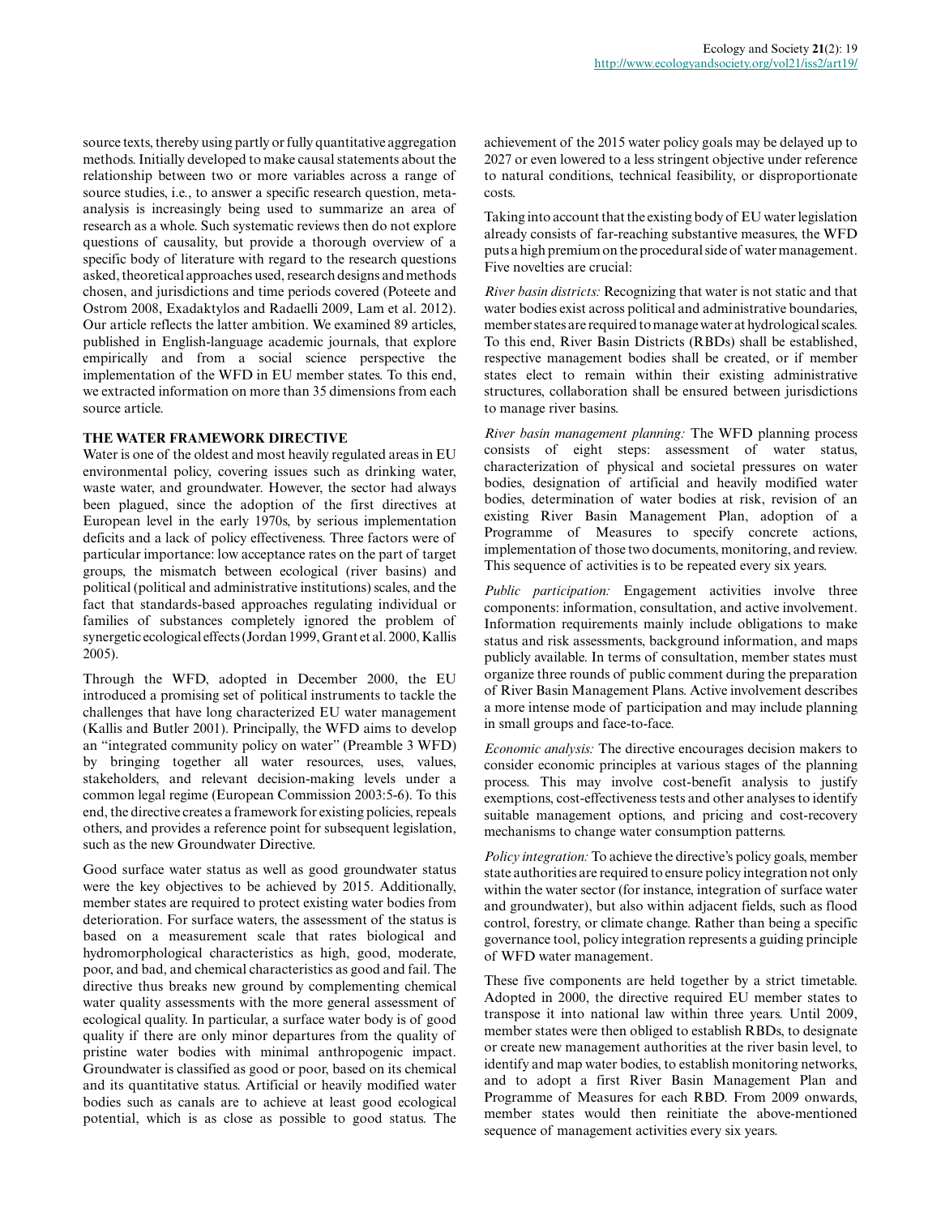source texts, thereby using partly or fully quantitative aggregation methods. Initially developed to make causal statements about the relationship between two or more variables across a range of source studies, i.e., to answer a specific research question, meta-analysis is increasingly being used to summarize an area of research as a whole. Such systematic reviews then do not explore questions of causality, but provide a thorough overview of a specific body of literature with regard to the research questions asked, theoretical approaches used, research designs and methods chosen, and jurisdictions and time periods covered (Poteete and Ostrom 2008, Exadaktylos and Radaelli 2009, Lam et al. 2012). Our article reflects the latter ambition. We examined 89 articles, published in English-language academic journals, that explore empirically and from a social science perspective the implementation of the WFD in EU member states. To this end, we extracted information on more than 35 dimensions from each source article.

## THE WATER FRAMEWORK DIRECTIVE

Water is one of the oldest and most heavily regulated areas in EU environmental policy, covering issues such as drinking water, waste water, and groundwater. However, the sector had always been plagued, since the adoption of the first directives at European level in the early 1970s, by serious implementation deficits and a lack of policy effectiveness. Three factors were of particular importance: low acceptance rates on the part of target groups, the mismatch between ecological (river basins) and political (political and administrative institutions) scales, and the fact that standards-based approaches regulating individual or families of substances completely ignored the problem of synergetic ecological effects (Jordan 1999, Grant et al. 2000, Kallis 2005).

Through the WFD, adopted in December 2000, the EU introduced a promising set of political instruments to tackle the challenges that have long characterized EU water management (Kallis and Butler 2001). Principally, the WFD aims to develop an "integrated community policy on water" (Preamble 3 WFD) by bringing together all water resources, uses, values, stakeholders, and relevant decision-making levels under a common legal regime (European Commission 2003:5-6). To this end, the directive creates a framework for existing policies, repeals others, and provides a reference point for subsequent legislation, such as the new Groundwater Directive.

Good surface water status as well as good groundwater status were the key objectives to be achieved by 2015. Additionally, member states are required to protect existing water bodies from deterioration. For surface waters, the assessment of the status is based on a measurement scale that rates biological and hydromorphological characteristics as high, good, moderate, poor, and bad, and chemical characteristics as good and fail. The directive thus breaks new ground by complementing chemical water quality assessments with the more general assessment of ecological quality. In particular, a surface water body is of good quality if there are only minor departures from the quality of pristine water bodies with minimal anthropogenic impact. Groundwater is classified as good or poor, based on its chemical and its quantitative status. Artificial or heavily modified water bodies such as canals are to achieve at least good ecological potential, which is as close as possible to good status. The achievement of the 2015 water policy goals may be delayed up to 2027 or even lowered to a less stringent objective under reference to natural conditions, technical feasibility, or disproportionate costs.

Taking into account that the existing body of EU water legislation already consists of far-reaching substantive measures, the WFD puts a high premium on the procedural side of water management. Five novelties are crucial:

*River basin districts:* Recognizing that water is not static and that water bodies exist across political and administrative boundaries, member states are required to manage water at hydrological scales. To this end, River Basin Districts (RBDs) shall be established, respective management bodies shall be created, or if member states elect to remain within their existing administrative structures, collaboration shall be ensured between jurisdictions to manage river basins.

*River basin management planning:* The WFD planning process consists of eight steps: assessment of water status, characterization of physical and societal pressures on water bodies, designation of artificial and heavily modified water bodies, determination of water bodies at risk, revision of an existing River Basin Management Plan, adoption of a Programme of Measures to specify concrete actions, implementation of those two documents, monitoring, and review. This sequence of activities is to be repeated every six years.

*Public participation:* Engagement activities involve three components: information, consultation, and active involvement. Information requirements mainly include obligations to make status and risk assessments, background information, and maps publicly available. In terms of consultation, member states must organize three rounds of public comment during the preparation of River Basin Management Plans. Active involvement describes a more intense mode of participation and may include planning in small groups and face-to-face.

*Economic analysis:* The directive encourages decision makers to consider economic principles at various stages of the planning process. This may involve cost-benefit analysis to justify exemptions, cost-effectiveness tests and other analyses to identify suitable management options, and pricing and cost-recovery mechanisms to change water consumption patterns.

*Policy integration:* To achieve the directive's policy goals, member state authorities are required to ensure policy integration not only within the water sector (for instance, integration of surface water and groundwater), but also within adjacent fields, such as flood control, forestry, or climate change. Rather than being a specific governance tool, policy integration represents a guiding principle of WFD water management.

These five components are held together by a strict timetable. Adopted in 2000, the directive required EU member states to transpose it into national law within three years. Until 2009, member states were then obliged to establish RBDs, to designate or create new management authorities at the river basin level, to identify and map water bodies, to establish monitoring networks, and to adopt a first River Basin Management Plan and Programme of Measures for each RBD. From 2009 onwards, member states would then reinitiate the above-mentioned sequence of management activities every six years.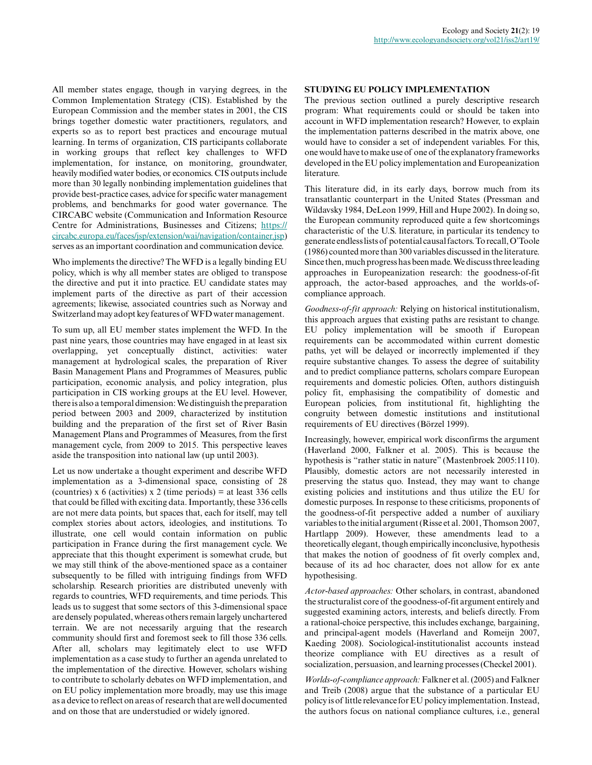All member states engage, though in varying degrees, in the Common Implementation Strategy (CIS). Established by the European Commission and the member states in 2001, the CIS brings together domestic water practitioners, regulators, and experts so as to report best practices and encourage mutual learning. In terms of organization, CIS participants collaborate in working groups that reflect key challenges to WFD implementation, for instance, on monitoring, groundwater, heavily modified water bodies, or economics. CIS outputs include more than 30 legally nonbinding implementation guidelines that provide best-practice cases, advice for specific water management problems, and benchmarks for good water governance. The CIRCABC website (Communication and Information Resource Centre for Administrations, Businesses and Citizens; https://circabc.europa.eu/faces/jsp/extension/wai/navigation/container.jsp) serves as an important coordination and communication device.

Who implements the directive? The WFD is a legally binding EU policy, which is why all member states are obliged to transpose the directive and put it into practice. EU candidate states may implement parts of the directive as part of their accession agreements; likewise, associated countries such as Norway and Switzerland may adopt key features of WFD water management.

To sum up, all EU member states implement the WFD. In the past nine years, those countries may have engaged in at least six overlapping, yet conceptually distinct, activities: water management at hydrological scales, the preparation of River Basin Management Plans and Programmes of Measures, public participation, economic analysis, and policy integration, plus participation in CIS working groups at the EU level. However, there is also a temporal dimension: We distinguish the preparation period between 2003 and 2009, characterized by institution building and the preparation of the first set of River Basin Management Plans and Programmes of Measures, from the first management cycle, from 2009 to 2015. This perspective leaves aside the transposition into national law (up until 2003).

Let us now undertake a thought experiment and describe WFD implementation as a 3-dimensional space, consisting of 28 (countries) x 6 (activities) x 2 (time periods) = at least 336 cells that could be filled with exciting data. Importantly, these 336 cells are not mere data points, but spaces that, each for itself, may tell complex stories about actors, ideologies, and institutions. To illustrate, one cell would contain information on public participation in France during the first management cycle. We appreciate that this thought experiment is somewhat crude, but we may still think of the above-mentioned space as a container subsequently to be filled with intriguing findings from WFD scholarship. Research priorities are distributed unevenly with regards to countries, WFD requirements, and time periods. This leads us to suggest that some sectors of this 3-dimensional space are densely populated, whereas others remain largely unchartered terrain. We are not necessarily arguing that the research community should first and foremost seek to fill those 336 cells. After all, scholars may legitimately elect to use WFD implementation as a case study to further an agenda unrelated to the implementation of the directive. However, scholars wishing to contribute to scholarly debates on WFD implementation, and on EU policy implementation more broadly, may use this image as a device to reflect on areas of research that are well documented and on those that are understudied or widely ignored.

## STUDYING EU POLICY IMPLEMENTATION

The previous section outlined a purely descriptive research program: What requirements could or should be taken into account in WFD implementation research? However, to explain the implementation patterns described in the matrix above, one would have to consider a set of independent variables. For this, one would have to make use of one of the explanatory frameworks developed in the EU policy implementation and Europeanization literature.

This literature did, in its early days, borrow much from its transatlantic counterpart in the United States (Pressman and Wildavsky 1984, DeLeon 1999, Hill and Hupe 2002). In doing so, the European community reproduced quite a few shortcomings characteristic of the U.S. literature, in particular its tendency to generate endless lists of potential causal factors. To recall, O'Toole (1986) counted more than 300 variables discussed in the literature. Since then, much progress has been made. We discuss three leading approaches in Europeanization research: the goodness-of-fit approach, the actor-based approaches, and the worlds-of-compliance approach.

*Goodness-of-fit approach:* Relying on historical institutionalism, this approach argues that existing paths are resistant to change. EU policy implementation will be smooth if European requirements can be accommodated within current domestic paths, yet will be delayed or incorrectly implemented if they require substantive changes. To assess the degree of suitability and to predict compliance patterns, scholars compare European requirements and domestic policies. Often, authors distinguish policy fit, emphasising the compatibility of domestic and European policies, from institutional fit, highlighting the congruity between domestic institutions and institutional requirements of EU directives (Börzel 1999).

Increasingly, however, empirical work disconfirms the argument (Haverland 2000, Falkner et al. 2005). This is because the hypothesis is "rather static in nature" (Mastenbroek 2005:1110). Plausibly, domestic actors are not necessarily interested in preserving the status quo. Instead, they may want to change existing policies and institutions and thus utilize the EU for domestic purposes. In response to these criticisms, proponents of the goodness-of-fit perspective added a number of auxiliary variables to the initial argument (Risse et al. 2001, Thomson 2007, Hartlapp 2009). However, these amendments lead to a theoretically elegant, though empirically inconclusive, hypothesis that makes the notion of goodness of fit overly complex and, because of its ad hoc character, does not allow for ex ante hypothesising.

*Actor-based approaches:* Other scholars, in contrast, abandoned the structuralist core of the goodness-of-fit argument entirely and suggested examining actors, interests, and beliefs directly. From a rational-choice perspective, this includes exchange, bargaining, and principal-agent models (Haverland and Romeijn 2007, Kaeding 2008). Sociological-institutionalist accounts instead theorize compliance with EU directives as a result of socialization, persuasion, and learning processes (Checkel 2001).

*Worlds-of-compliance approach:* Falkner et al. (2005) and Falkner and Treib (2008) argue that the substance of a particular EU policy is of little relevance for EU policy implementation. Instead, the authors focus on national compliance cultures, i.e., general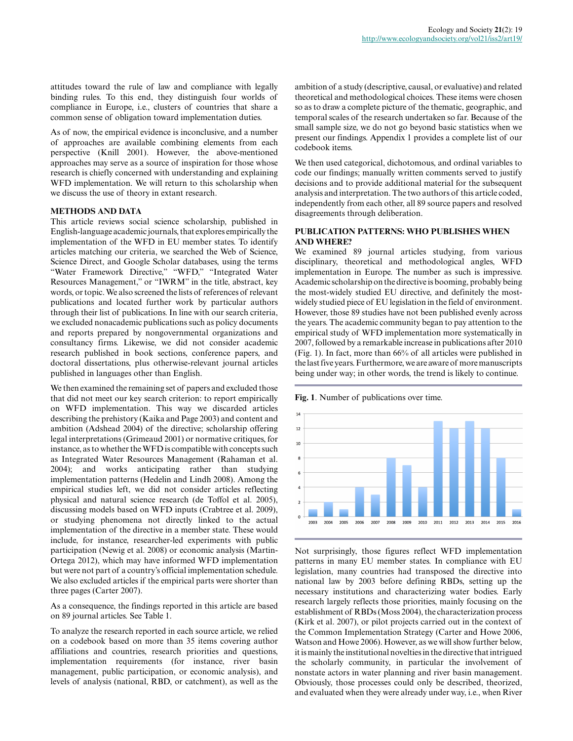attitudes toward the rule of law and compliance with legally binding rules. To this end, they distinguish four worlds of compliance in Europe, i.e., clusters of countries that share a common sense of obligation toward implementation duties.

As of now, the empirical evidence is inconclusive, and a number of approaches are available combining elements from each perspective (Knill 2001). However, the above-mentioned approaches may serve as a source of inspiration for those whose research is chiefly concerned with understanding and explaining WFD implementation. We will return to this scholarship when we discuss the use of theory in extant research.

## METHODS AND DATA

This article reviews social science scholarship, published in English-language academic journals, that explores empirically the implementation of the WFD in EU member states. To identify articles matching our criteria, we searched the Web of Science, Science Direct, and Google Scholar databases, using the terms "Water Framework Directive," "WFD," "Integrated Water Resources Management," or "IWRM" in the title, abstract, key words, or topic. We also screened the lists of references of relevant publications and located further work by particular authors through their list of publications. In line with our search criteria, we excluded nonacademic publications such as policy documents and reports prepared by nongovernmental organizations and consultancy firms. Likewise, we did not consider academic research published in book sections, conference papers, and doctoral dissertations, plus otherwise-relevant journal articles published in languages other than English.

We then examined the remaining set of papers and excluded those that did not meet our key search criterion: to report empirically on WFD implementation. This way we discarded articles describing the prehistory (Kaika and Page 2003) and content and ambition (Adshead 2004) of the directive; scholarship offering legal interpretations (Grimeaud 2001) or normative critiques, for instance, as to whether the WFD is compatible with concepts such as Integrated Water Resources Management (Rahaman et al. 2004); and works anticipating rather than studying implementation patterns (Hedelin and Lindh 2008). Among the empirical studies left, we did not consider articles reflecting physical and natural science research (de Toffol et al. 2005), discussing models based on WFD inputs (Crabtree et al. 2009), or studying phenomena not directly linked to the actual implementation of the directive in a member state. These would include, for instance, researcher-led experiments with public participation (Newig et al. 2008) or economic analysis (Martin-Ortega 2012), which may have informed WFD implementation but were not part of a country's official implementation schedule. We also excluded articles if the empirical parts were shorter than three pages (Carter 2007).

As a consequence, the findings reported in this article are based on 89 journal articles. See Table 1.

To analyze the research reported in each source article, we relied on a codebook based on more than 35 items covering author affiliations and countries, research priorities and questions, implementation requirements (for instance, river basin management, public participation, or economic analysis), and levels of analysis (national, RBD, or catchment), as well as the ambition of a study (descriptive, causal, or evaluative) and related theoretical and methodological choices. These items were chosen so as to draw a complete picture of the thematic, geographic, and temporal scales of the research undertaken so far. Because of the small sample size, we do not go beyond basic statistics when we present our findings. Appendix 1 provides a complete list of our codebook items.

We then used categorical, dichotomous, and ordinal variables to code our findings; manually written comments served to justify decisions and to provide additional material for the subsequent analysis and interpretation. The two authors of this article coded, independently from each other, all 89 source papers and resolved disagreements through deliberation.

## PUBLICATION PATTERNS: WHO PUBLISHES WHEN AND WHERE?

We examined 89 journal articles studying, from various disciplinary, theoretical and methodological angles, WFD implementation in Europe. The number as such is impressive. Academic scholarship on the directive is booming, probably being the most-widely studied EU directive, and definitely the most-widely studied piece of EU legislation in the field of environment. However, those 89 studies have not been published evenly across the years. The academic community began to pay attention to the empirical study of WFD implementation more systematically in 2007, followed by a remarkable increase in publications after 2010 (Fig. 1). In fact, more than 66% of all articles were published in the last five years. Furthermore, we are aware of more manuscripts being under way; in other words, the trend is likely to continue.

**Fig. 1**. Number of publications over time.

Not surprisingly, those figures reflect WFD implementation patterns in many EU member states. In compliance with EU legislation, many countries had transposed the directive into national law by 2003 before defining RBDs, setting up the necessary institutions and characterizing water bodies. Early research largely reflects those priorities, mainly focusing on the establishment of RBDs (Moss 2004), the characterization process (Kirk et al. 2007), or pilot projects carried out in the context of the Common Implementation Strategy (Carter and Howe 2006, Watson and Howe 2006). However, as we will show further below, it is mainly the institutional novelties in the directive that intrigued the scholarly community, in particular the involvement of nonstate actors in water planning and river basin management. Obviously, those processes could only be described, theorized, and evaluated when they were already under way, i.e., when River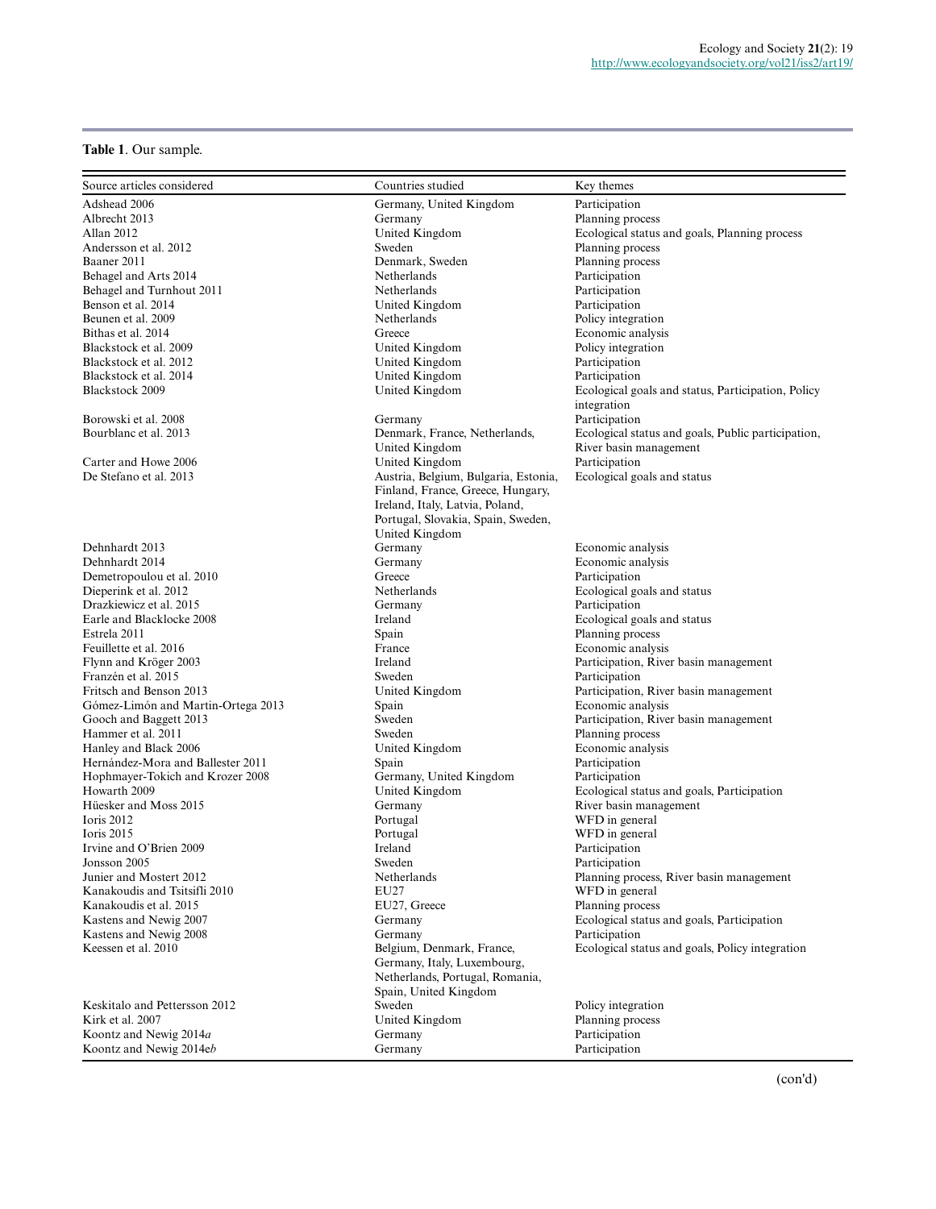**Table 1**. Our sample.

| Source articles considered | Countries studied | Key themes |
|---|---|---|
| Adshead 2006 | Germany, United Kingdom | Participation |
| Albrecht 2013 | Germany | Planning process |
| Allan 2012 | United Kingdom | Ecological status and goals, Planning process |
| Andersson et al. 2012 | Sweden | Planning process |
| Baaner 2011 | Denmark, Sweden | Planning process |
| Behagel and Arts 2014 | Netherlands | Participation |
| Behagel and Turnhout 2011 | Netherlands | Participation |
| Benson et al. 2014 | United Kingdom | Participation |
| Beunen et al. 2009 | Netherlands | Policy integration |
| Bithas et al. 2014 | Greece | Economic analysis |
| Blackstock et al. 2009 | United Kingdom | Policy integration |
| Blackstock et al. 2012 | United Kingdom | Participation |
| Blackstock et al. 2014 | United Kingdom | Participation |
| Blackstock 2009 | United Kingdom | Ecological goals and status, Participation, Policy integration |
| Borowski et al. 2008 | Germany | Participation |
| Bourblanc et al. 2013 | Denmark, France, Netherlands, United Kingdom | Ecological status and goals, Public participation, River basin management |
| Carter and Howe 2006 | United Kingdom | Participation |
| De Stefano et al. 2013 | Austria, Belgium, Bulgaria, Estonia, Finland, France, Greece, Hungary, Ireland, Italy, Latvia, Poland, Portugal, Slovakia, Spain, Sweden, United Kingdom | Ecological goals and status |
| Dehnhardt 2013 | Germany | Economic analysis |
| Dehnhardt 2014 | Germany | Economic analysis |
| Demetropoulou et al. 2010 | Greece | Participation |
| Dieperink et al. 2012 | Netherlands | Ecological goals and status |
| Drazkiewicz et al. 2015 | Germany | Participation |
| Earle and Blacklocke 2008 | Ireland | Ecological goals and status |
| Estrela 2011 | Spain | Planning process |
| Feuillette et al. 2016 | France | Economic analysis |
| Flynn and Kröger 2003 | Ireland | Participation, River basin management |
| Franzén et al. 2015 | Sweden | Participation |
| Fritsch and Benson 2013 | United Kingdom | Participation, River basin management |
| Gómez-Limón and Martin-Ortega 2013 | Spain | Economic analysis |
| Gooch and Baggett 2013 | Sweden | Participation, River basin management |
| Hammer et al. 2011 | Sweden | Planning process |
| Hanley and Black 2006 | United Kingdom | Economic analysis |
| Hernández-Mora and Ballester 2011 | Spain | Participation |
| Hophmayer-Tokich and Krozer 2008 | Germany, United Kingdom | Participation |
| Howarth 2009 | United Kingdom | Ecological status and goals, Participation |
| Hüesker and Moss 2015 | Germany | River basin management |
| Ioris 2012 | Portugal | WFD in general |
| Ioris 2015 | Portugal | WFD in general |
| Irvine and O'Brien 2009 | Ireland | Participation |
| Jonsson 2005 | Sweden | Participation |
| Junier and Mostert 2012 | Netherlands | Planning process, River basin management |
| Kanakoudis and Tsitsifli 2010 | EU27 | WFD in general |
| Kanakoudis et al. 2015 | EU27, Greece | Planning process |
| Kastens and Newig 2007 | Germany | Ecological status and goals, Participation |
| Kastens and Newig 2008 | Germany | Participation |
| Keessen et al. 2010 | Belgium, Denmark, France, Germany, Italy, Luxembourg, Netherlands, Portugal, Romania, Spain, United Kingdom | Ecological status and goals, Policy integration |
| Keskitalo and Pettersson 2012 | Sweden | Policy integration |
| Kirk et al. 2007 | United Kingdom | Planning process |
| Koontz and Newig 2014*a* | Germany | Participation |
| Koontz and Newig 2014e*b* | Germany | Participation |

(con'd)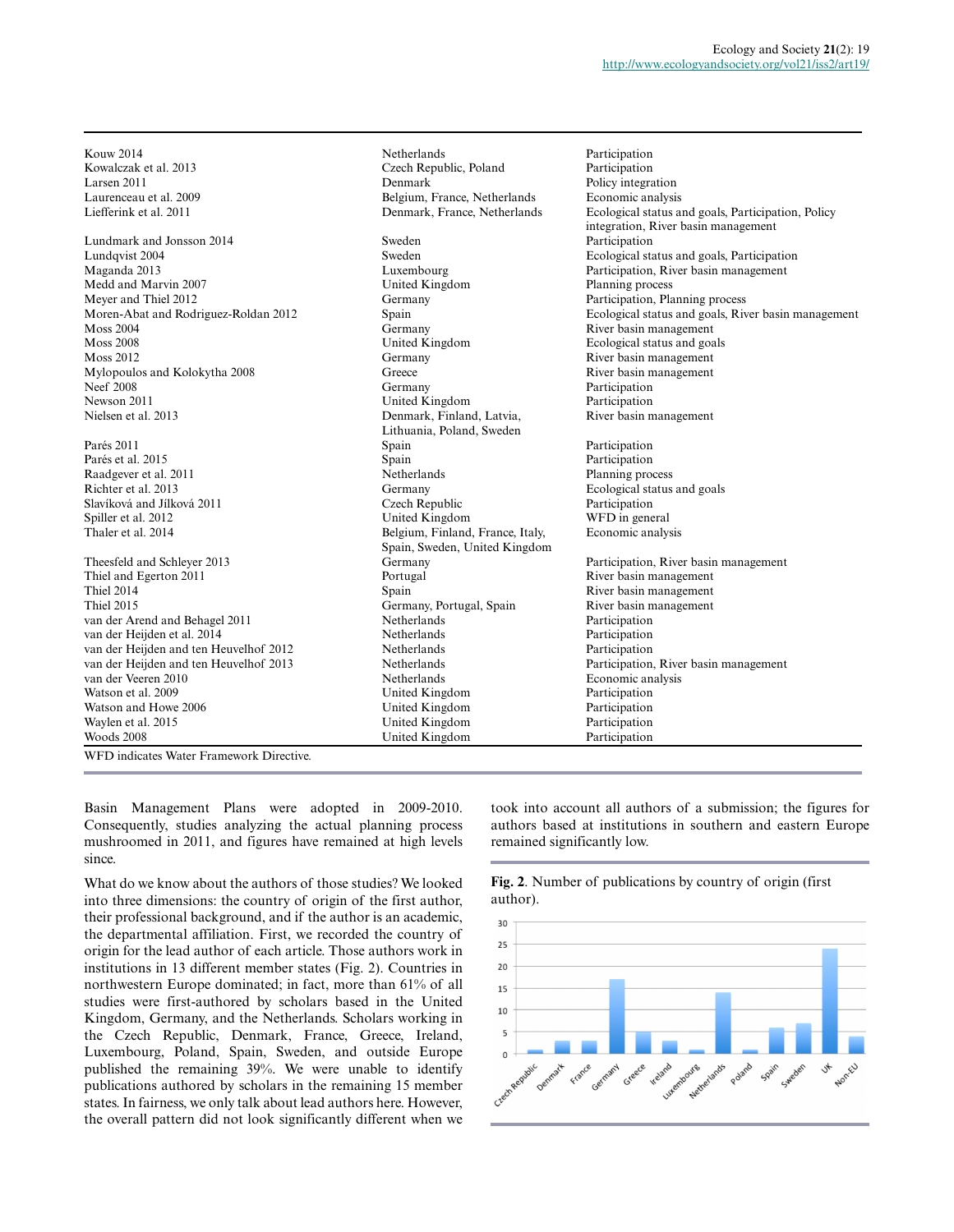| | | |
|---|---|---|
| Kouw 2014 | Netherlands | Participation |
| Kowalczak et al. 2013 | Czech Republic, Poland | Participation |
| Larsen 2011 | Denmark | Policy integration |
| Laurenceau et al. 2009 | Belgium, France, Netherlands | Economic analysis |
| Liefferink et al. 2011 | Denmark, France, Netherlands | Ecological status and goals, Participation, Policy integration, River basin management |
| Lundmark and Jonsson 2014 | Sweden | Participation |
| Lundqvist 2004 | Sweden | Ecological status and goals, Participation |
| Maganda 2013 | Luxembourg | Participation, River basin management |
| Medd and Marvin 2007 | United Kingdom | Planning process |
| Meyer and Thiel 2012 | Germany | Participation, Planning process |
| Moren-Abat and Rodriguez-Roldan 2012 | Spain | Ecological status and goals, River basin management |
| Moss 2004 | Germany | River basin management |
| Moss 2008 | United Kingdom | Ecological status and goals |
| Moss 2012 | Germany | River basin management |
| Mylopoulos and Kolokytha 2008 | Greece | River basin management |
| Neef 2008 | Germany | Participation |
| Newson 2011 | United Kingdom | Participation |
| Nielsen et al. 2013 | Denmark, Finland, Latvia, Lithuania, Poland, Sweden | River basin management |
| Parés 2011 | Spain | Participation |
| Parés et al. 2015 | Spain | Participation |
| Raadgever et al. 2011 | Netherlands | Planning process |
| Richter et al. 2013 | Germany | Ecological status and goals |
| Slavíková and Jílková 2011 | Czech Republic | Participation |
| Spiller et al. 2012 | United Kingdom | WFD in general |
| Thaler et al. 2014 | Belgium, Finland, France, Italy, Spain, Sweden, United Kingdom | Economic analysis |
| Theesfeld and Schleyer 2013 | Germany | Participation, River basin management |
| Thiel and Egerton 2011 | Portugal | River basin management |
| Thiel 2014 | Spain | River basin management |
| Thiel 2015 | Germany, Portugal, Spain | River basin management |
| van der Arend and Behagel 2011 | Netherlands | Participation |
| van der Heijden et al. 2014 | Netherlands | Participation |
| van der Heijden and ten Heuvelhof 2012 | Netherlands | Participation |
| van der Heijden and ten Heuvelhof 2013 | Netherlands | Participation, River basin management |
| van der Veeren 2010 | Netherlands | Economic analysis |
| Watson et al. 2009 | United Kingdom | Participation |
| Watson and Howe 2006 | United Kingdom | Participation |
| Waylen et al. 2015 | United Kingdom | Participation |
| Woods 2008 | United Kingdom | Participation |

WFD indicates Water Framework Directive.

Basin Management Plans were adopted in 2009-2010. Consequently, studies analyzing the actual planning process mushroomed in 2011, and figures have remained at high levels since.

What do we know about the authors of those studies? We looked into three dimensions: the country of origin of the first author, their professional background, and if the author is an academic, the departmental affiliation. First, we recorded the country of origin for the lead author of each article. Those authors work in institutions in 13 different member states (Fig. 2). Countries in northwestern Europe dominated; in fact, more than 61% of all studies were first-authored by scholars based in the United Kingdom, Germany, and the Netherlands. Scholars working in the Czech Republic, Denmark, France, Greece, Ireland, Luxembourg, Poland, Spain, Sweden, and outside Europe published the remaining 39%. We were unable to identify publications authored by scholars in the remaining 15 member states. In fairness, we only talk about lead authors here. However, the overall pattern did not look significantly different when we took into account all authors of a submission; the figures for authors based at institutions in southern and eastern Europe remained significantly low.

**Fig. 2**. Number of publications by country of origin (first author).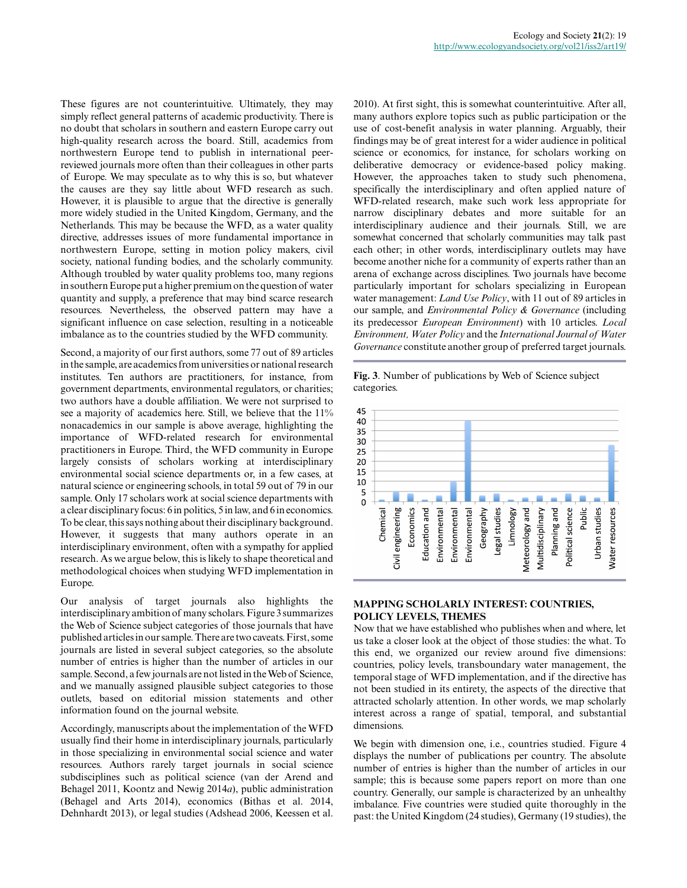These figures are not counterintuitive. Ultimately, they may simply reflect general patterns of academic productivity. There is no doubt that scholars in southern and eastern Europe carry out high-quality research across the board. Still, academics from northwestern Europe tend to publish in international peer-reviewed journals more often than their colleagues in other parts of Europe. We may speculate as to why this is so, but whatever the causes are they say little about WFD research as such. However, it is plausible to argue that the directive is generally more widely studied in the United Kingdom, Germany, and the Netherlands. This may be because the WFD, as a water quality directive, addresses issues of more fundamental importance in northwestern Europe, setting in motion policy makers, civil society, national funding bodies, and the scholarly community. Although troubled by water quality problems too, many regions in southern Europe put a higher premium on the question of water quantity and supply, a preference that may bind scarce research resources. Nevertheless, the observed pattern may have a significant influence on case selection, resulting in a noticeable imbalance as to the countries studied by the WFD community.

Second, a majority of our first authors, some 77 out of 89 articles in the sample, are academics from universities or national research institutes. Ten authors are practitioners, for instance, from government departments, environmental regulators, or charities; two authors have a double affiliation. We were not surprised to see a majority of academics here. Still, we believe that the 11% nonacademics in our sample is above average, highlighting the importance of WFD-related research for environmental practitioners in Europe. Third, the WFD community in Europe largely consists of scholars working at interdisciplinary environmental social science departments or, in a few cases, at natural science or engineering schools, in total 59 out of 79 in our sample. Only 17 scholars work at social science departments with a clear disciplinary focus: 6 in politics, 5 in law, and 6 in economics. To be clear, this says nothing about their disciplinary background. However, it suggests that many authors operate in an interdisciplinary environment, often with a sympathy for applied research. As we argue below, this is likely to shape theoretical and methodological choices when studying WFD implementation in Europe.

Our analysis of target journals also highlights the interdisciplinary ambition of many scholars. Figure 3 summarizes the Web of Science subject categories of those journals that have published articles in our sample. There are two caveats. First, some journals are listed in several subject categories, so the absolute number of entries is higher than the number of articles in our sample. Second, a few journals are not listed in the Web of Science, and we manually assigned plausible subject categories to those outlets, based on editorial mission statements and other information found on the journal website.

Accordingly, manuscripts about the implementation of the WFD usually find their home in interdisciplinary journals, particularly in those specializing in environmental social science and water resources. Authors rarely target journals in social science subdisciplines such as political science (van der Arend and Behagel 2011, Koontz and Newig 2014*a*), public administration (Behagel and Arts 2014), economics (Bithas et al. 2014, Dehnhardt 2013), or legal studies (Adshead 2006, Keessen et al. 2010). At first sight, this is somewhat counterintuitive. After all, many authors explore topics such as public participation or the use of cost-benefit analysis in water planning. Arguably, their findings may be of great interest for a wider audience in political science or economics, for instance, for scholars working on deliberative democracy or evidence-based policy making. However, the approaches taken to study such phenomena, specifically the interdisciplinary and often applied nature of WFD-related research, make such work less appropriate for narrow disciplinary debates and more suitable for an interdisciplinary audience and their journals. Still, we are somewhat concerned that scholarly communities may talk past each other; in other words, interdisciplinary outlets may have become another niche for a community of experts rather than an arena of exchange across disciplines. Two journals have become particularly important for scholars specializing in European water management: *Land Use Policy*, with 11 out of 89 articles in our sample, and *Environmental Policy & Governance* (including its predecessor *European Environment*) with 10 articles. *Local Environment, Water Policy* and the *International Journal of Water Governance* constitute another group of preferred target journals.

**Fig. 3**. Number of publications by Web of Science subject categories.

| Subject category | Number of publications (approx.) |
|---|---|
| Chemical | 1 |
| Civil engineering | 5 |
| Economics | 4 |
| Education and | 1 |
| Environmental | 3 |
| Environmental | 10 |
| Environmental | 40 |
| Geography | 3 |
| Legal studies | 4 |
| Limnology | 1 |
| Meteorology and | 2 |
| Multidisciplinary | 3 |
| Planning and | 2 |
| Political science | 4 |
| Public | 3 |
| Urban studies | 2 |
| Water resources | 28 |

## MAPPING SCHOLARLY INTEREST: COUNTRIES, POLICY LEVELS, THEMES

Now that we have established who publishes when and where, let us take a closer look at the object of those studies: the what. To this end, we organized our review around five dimensions: countries, policy levels, transboundary water management, the temporal stage of WFD implementation, and if the directive has not been studied in its entirety, the aspects of the directive that attracted scholarly attention. In other words, we map scholarly interest across a range of spatial, temporal, and substantial dimensions.

We begin with dimension one, i.e., countries studied. Figure 4 displays the number of publications per country. The absolute number of entries is higher than the number of articles in our sample; this is because some papers report on more than one country. Generally, our sample is characterized by an unhealthy imbalance. Five countries were studied quite thoroughly in the past: the United Kingdom (24 studies), Germany (19 studies), the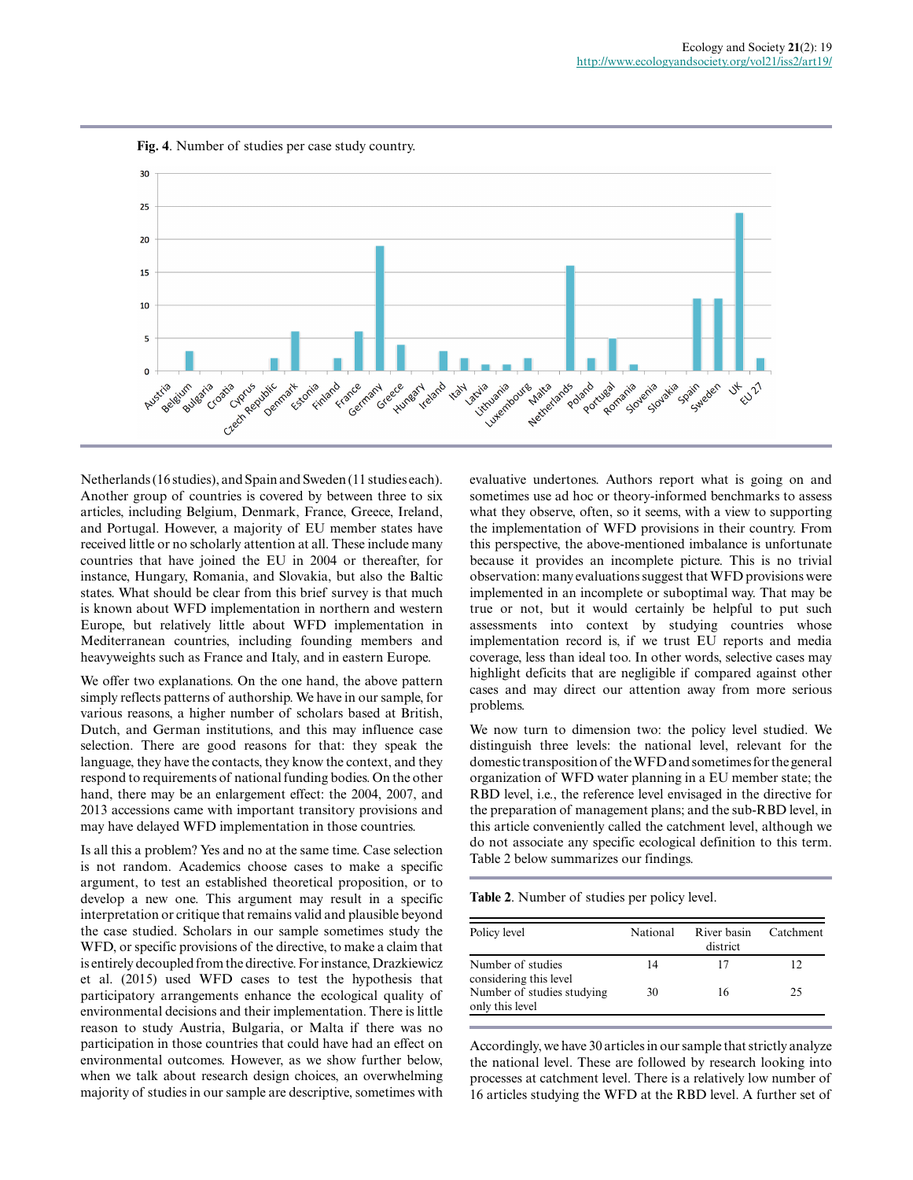**Fig. 4**. Number of studies per case study country.

Netherlands (16 studies), and Spain and Sweden (11 studies each). Another group of countries is covered by between three to six articles, including Belgium, Denmark, France, Greece, Ireland, and Portugal. However, a majority of EU member states have received little or no scholarly attention at all. These include many countries that have joined the EU in 2004 or thereafter, for instance, Hungary, Romania, and Slovakia, but also the Baltic states. What should be clear from this brief survey is that much is known about WFD implementation in northern and western Europe, but relatively little about WFD implementation in Mediterranean countries, including founding members and heavyweights such as France and Italy, and in eastern Europe.

We offer two explanations. On the one hand, the above pattern simply reflects patterns of authorship. We have in our sample, for various reasons, a higher number of scholars based at British, Dutch, and German institutions, and this may influence case selection. There are good reasons for that: they speak the language, they have the contacts, they know the context, and they respond to requirements of national funding bodies. On the other hand, there may be an enlargement effect: the 2004, 2007, and 2013 accessions came with important transitory provisions and may have delayed WFD implementation in those countries.

Is all this a problem? Yes and no at the same time. Case selection is not random. Academics choose cases to make a specific argument, to test an established theoretical proposition, or to develop a new one. This argument may result in a specific interpretation or critique that remains valid and plausible beyond the case studied. Scholars in our sample sometimes study the WFD, or specific provisions of the directive, to make a claim that is entirely decoupled from the directive. For instance, Drazkiewicz et al. (2015) used WFD cases to test the hypothesis that participatory arrangements enhance the ecological quality of environmental decisions and their implementation. There is little reason to study Austria, Bulgaria, or Malta if there was no participation in those countries that could have had an effect on environmental outcomes. However, as we show further below, when we talk about research design choices, an overwhelming majority of studies in our sample are descriptive, sometimes with evaluative undertones. Authors report what is going on and sometimes use ad hoc or theory-informed benchmarks to assess what they observe, often, so it seems, with a view to supporting the implementation of WFD provisions in their country. From this perspective, the above-mentioned imbalance is unfortunate because it provides an incomplete picture. This is no trivial observation: many evaluations suggest that WFD provisions were implemented in an incomplete or suboptimal way. That may be true or not, but it would certainly be helpful to put such assessments into context by studying countries whose implementation record is, if we trust EU reports and media coverage, less than ideal too. In other words, selective cases may highlight deficits that are negligible if compared against other cases and may direct our attention away from more serious problems.

We now turn to dimension two: the policy level studied. We distinguish three levels: the national level, relevant for the domestic transposition of the WFD and sometimes for the general organization of WFD water planning in a EU member state; the RBD level, i.e., the reference level envisaged in the directive for the preparation of management plans; and the sub-RBD level, in this article conveniently called the catchment level, although we do not associate any specific ecological definition to this term. Table 2 below summarizes our findings.

**Table 2**. Number of studies per policy level.

| Policy level | National | River basin district | Catchment |
|---|---|---|---|
| Number of studies considering this level | 14 | 17 | 12 |
| Number of studies studying only this level | 30 | 16 | 25 |

Accordingly, we have 30 articles in our sample that strictly analyze the national level. These are followed by research looking into processes at catchment level. There is a relatively low number of 16 articles studying the WFD at the RBD level. A further set of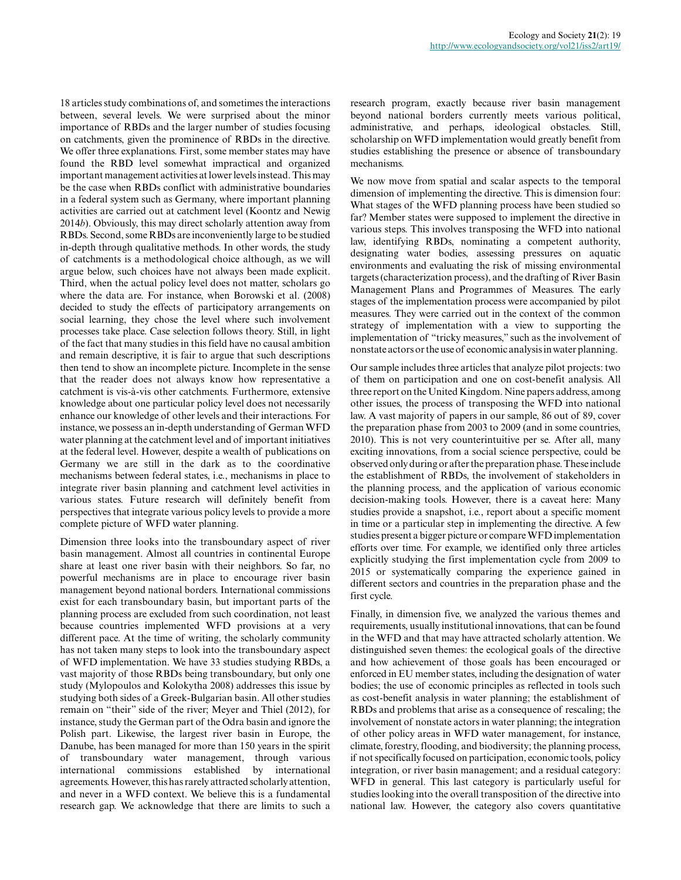18 articles study combinations of, and sometimes the interactions between, several levels. We were surprised about the minor importance of RBDs and the larger number of studies focusing on catchments, given the prominence of RBDs in the directive. We offer three explanations. First, some member states may have found the RBD level somewhat impractical and organized important management activities at lower levels instead. This may be the case when RBDs conflict with administrative boundaries in a federal system such as Germany, where important planning activities are carried out at catchment level (Koontz and Newig 2014*b*). Obviously, this may direct scholarly attention away from RBDs. Second, some RBDs are inconveniently large to be studied in-depth through qualitative methods. In other words, the study of catchments is a methodological choice although, as we will argue below, such choices have not always been made explicit. Third, when the actual policy level does not matter, scholars go where the data are. For instance, when Borowski et al. (2008) decided to study the effects of participatory arrangements on social learning, they chose the level where such involvement processes take place. Case selection follows theory. Still, in light of the fact that many studies in this field have no causal ambition and remain descriptive, it is fair to argue that such descriptions then tend to show an incomplete picture. Incomplete in the sense that the reader does not always know how representative a catchment is vis-à-vis other catchments. Furthermore, extensive knowledge about one particular policy level does not necessarily enhance our knowledge of other levels and their interactions. For instance, we possess an in-depth understanding of German WFD water planning at the catchment level and of important initiatives at the federal level. However, despite a wealth of publications on Germany we are still in the dark as to the coordinative mechanisms between federal states, i.e., mechanisms in place to integrate river basin planning and catchment level activities in various states. Future research will definitely benefit from perspectives that integrate various policy levels to provide a more complete picture of WFD water planning.

Dimension three looks into the transboundary aspect of river basin management. Almost all countries in continental Europe share at least one river basin with their neighbors. So far, no powerful mechanisms are in place to encourage river basin management beyond national borders. International commissions exist for each transboundary basin, but important parts of the planning process are excluded from such coordination, not least because countries implemented WFD provisions at a very different pace. At the time of writing, the scholarly community has not taken many steps to look into the transboundary aspect of WFD implementation. We have 33 studies studying RBDs, a vast majority of those RBDs being transboundary, but only one study (Mylopoulos and Kolokytha 2008) addresses this issue by studying both sides of a Greek-Bulgarian basin. All other studies remain on "their" side of the river; Meyer and Thiel (2012), for instance, study the German part of the Odra basin and ignore the Polish part. Likewise, the largest river basin in Europe, the Danube, has been managed for more than 150 years in the spirit of transboundary water management, through various international commissions established by international agreements. However, this has rarely attracted scholarly attention, and never in a WFD context. We believe this is a fundamental research gap. We acknowledge that there are limits to such a research program, exactly because river basin management beyond national borders currently meets various political, administrative, and perhaps, ideological obstacles. Still, scholarship on WFD implementation would greatly benefit from studies establishing the presence or absence of transboundary mechanisms.

We now move from spatial and scalar aspects to the temporal dimension of implementing the directive. This is dimension four: What stages of the WFD planning process have been studied so far? Member states were supposed to implement the directive in various steps. This involves transposing the WFD into national law, identifying RBDs, nominating a competent authority, designating water bodies, assessing pressures on aquatic environments and evaluating the risk of missing environmental targets (characterization process), and the drafting of River Basin Management Plans and Programmes of Measures. The early stages of the implementation process were accompanied by pilot measures. They were carried out in the context of the common strategy of implementation with a view to supporting the implementation of "tricky measures," such as the involvement of nonstate actors or the use of economic analysis in water planning.

Our sample includes three articles that analyze pilot projects: two of them on participation and one on cost-benefit analysis. All three report on the United Kingdom. Nine papers address, among other issues, the process of transposing the WFD into national law. A vast majority of papers in our sample, 86 out of 89, cover the preparation phase from 2003 to 2009 (and in some countries, 2010). This is not very counterintuitive per se. After all, many exciting innovations, from a social science perspective, could be observed only during or after the preparation phase. These include the establishment of RBDs, the involvement of stakeholders in the planning process, and the application of various economic decision-making tools. However, there is a caveat here: Many studies provide a snapshot, i.e., report about a specific moment in time or a particular step in implementing the directive. A few studies present a bigger picture or compare WFD implementation efforts over time. For example, we identified only three articles explicitly studying the first implementation cycle from 2009 to 2015 or systematically comparing the experience gained in different sectors and countries in the preparation phase and the first cycle.

Finally, in dimension five, we analyzed the various themes and requirements, usually institutional innovations, that can be found in the WFD and that may have attracted scholarly attention. We distinguished seven themes: the ecological goals of the directive and how achievement of those goals has been encouraged or enforced in EU member states, including the designation of water bodies; the use of economic principles as reflected in tools such as cost-benefit analysis in water planning; the establishment of RBDs and problems that arise as a consequence of rescaling; the involvement of nonstate actors in water planning; the integration of other policy areas in WFD water management, for instance, climate, forestry, flooding, and biodiversity; the planning process, if not specifically focused on participation, economic tools, policy integration, or river basin management; and a residual category: WFD in general. This last category is particularly useful for studies looking into the overall transposition of the directive into national law. However, the category also covers quantitative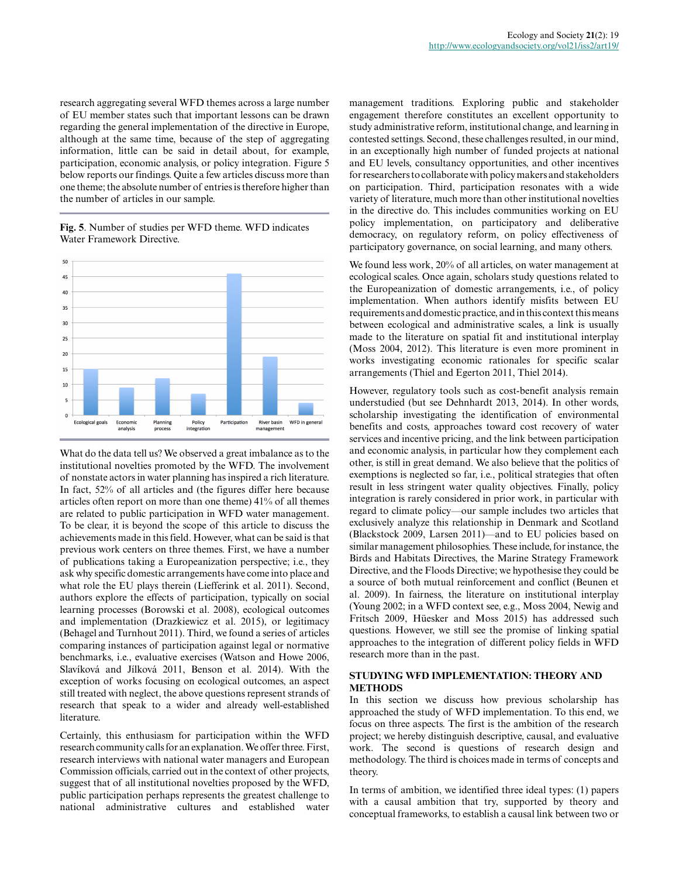research aggregating several WFD themes across a large number of EU member states such that important lessons can be drawn regarding the general implementation of the directive in Europe, although at the same time, because of the step of aggregating information, little can be said in detail about, for example, participation, economic analysis, or policy integration. Figure 5 below reports our findings. Quite a few articles discuss more than one theme; the absolute number of entries is therefore higher than the number of articles in our sample.

**Fig. 5**. Number of studies per WFD theme. WFD indicates Water Framework Directive.

What do the data tell us? We observed a great imbalance as to the institutional novelties promoted by the WFD. The involvement of nonstate actors in water planning has inspired a rich literature. In fact, 52% of all articles and (the figures differ here because articles often report on more than one theme) 41% of all themes are related to public participation in WFD water management. To be clear, it is beyond the scope of this article to discuss the achievements made in this field. However, what can be said is that previous work centers on three themes. First, we have a number of publications taking a Europeanization perspective; i.e., they ask why specific domestic arrangements have come into place and what role the EU plays therein (Liefferink et al. 2011). Second, authors explore the effects of participation, typically on social learning processes (Borowski et al. 2008), ecological outcomes and implementation (Drazkiewicz et al. 2015), or legitimacy (Behagel and Turnhout 2011). Third, we found a series of articles comparing instances of participation against legal or normative benchmarks, i.e., evaluative exercises (Watson and Howe 2006, Slavíková and Jílková 2011, Benson et al. 2014). With the exception of works focusing on ecological outcomes, an aspect still treated with neglect, the above questions represent strands of research that speak to a wider and already well-established literature.

Certainly, this enthusiasm for participation within the WFD research community calls for an explanation. We offer three. First, research interviews with national water managers and European Commission officials, carried out in the context of other projects, suggest that of all institutional novelties proposed by the WFD, public participation perhaps represents the greatest challenge to national administrative cultures and established water management traditions. Exploring public and stakeholder engagement therefore constitutes an excellent opportunity to study administrative reform, institutional change, and learning in contested settings. Second, these challenges resulted, in our mind, in an exceptionally high number of funded projects at national and EU levels, consultancy opportunities, and other incentives for researchers to collaborate with policy makers and stakeholders on participation. Third, participation resonates with a wide variety of literature, much more than other institutional novelties in the directive do. This includes communities working on EU policy implementation, on participatory and deliberative democracy, on regulatory reform, on policy effectiveness of participatory governance, on social learning, and many others.

We found less work, 20% of all articles, on water management at ecological scales. Once again, scholars study questions related to the Europeanization of domestic arrangements, i.e., of policy implementation. When authors identify misfits between EU requirements and domestic practice, and in this context this means between ecological and administrative scales, a link is usually made to the literature on spatial fit and institutional interplay (Moss 2004, 2012). This literature is even more prominent in works investigating economic rationales for specific scalar arrangements (Thiel and Egerton 2011, Thiel 2014).

However, regulatory tools such as cost-benefit analysis remain understudied (but see Dehnhardt 2013, 2014). In other words, scholarship investigating the identification of environmental benefits and costs, approaches toward cost recovery of water services and incentive pricing, and the link between participation and economic analysis, in particular how they complement each other, is still in great demand. We also believe that the politics of exemptions is neglected so far, i.e., political strategies that often result in less stringent water quality objectives. Finally, policy integration is rarely considered in prior work, in particular with regard to climate policy—our sample includes two articles that exclusively analyze this relationship in Denmark and Scotland (Blackstock 2009, Larsen 2011)—and to EU policies based on similar management philosophies. These include, for instance, the Birds and Habitats Directives, the Marine Strategy Framework Directive, and the Floods Directive; we hypothesise they could be a source of both mutual reinforcement and conflict (Beunen et al. 2009). In fairness, the literature on institutional interplay (Young 2002; in a WFD context see, e.g., Moss 2004, Newig and Fritsch 2009, Hüesker and Moss 2015) has addressed such questions. However, we still see the promise of linking spatial approaches to the integration of different policy fields in WFD research more than in the past.

## STUDYING WFD IMPLEMENTATION: THEORY AND METHODS

In this section we discuss how previous scholarship has approached the study of WFD implementation. To this end, we focus on three aspects. The first is the ambition of the research project; we hereby distinguish descriptive, causal, and evaluative work. The second is questions of research design and methodology. The third is choices made in terms of concepts and theory.

In terms of ambition, we identified three ideal types: (1) papers with a causal ambition that try, supported by theory and conceptual frameworks, to establish a causal link between two or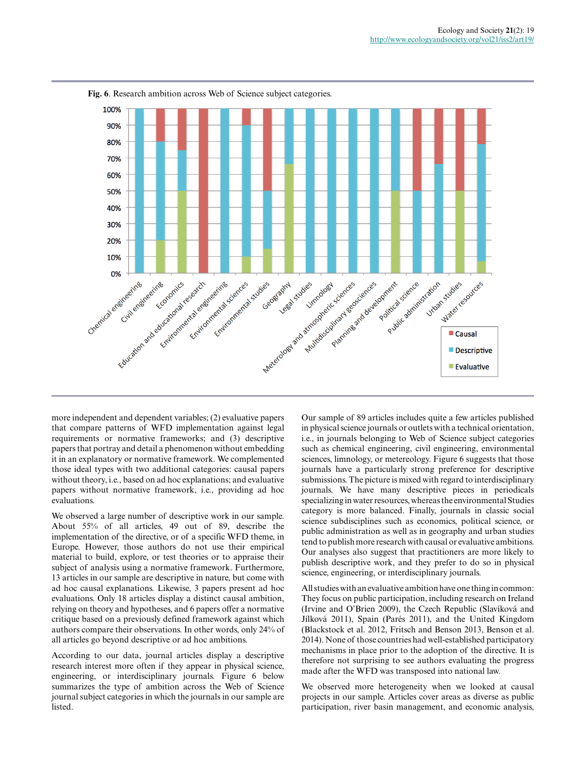Fig. 6. Research ambition across Web of Science subject categories.

more independent and dependent variables; (2) evaluative papers that compare patterns of WFD implementation against legal requirements or normative frameworks; and (3) descriptive papers that portray and detail a phenomenon without embedding it in an explanatory or normative framework. We complemented those ideal types with two additional categories: causal papers without theory, i.e., based on ad hoc explanations; and evaluative papers without normative framework, i.e., providing ad hoc evaluations.

We observed a large number of descriptive work in our sample. About 55% of all articles, 49 out of 89, describe the implementation of the directive, or of a specific WFD theme, in Europe. However, those authors do not use their empirical material to build, explore, or test theories or to appraise their subject of analysis using a normative framework. Furthermore, 13 articles in our sample are descriptive in nature, but come with ad hoc causal explanations. Likewise, 3 papers present ad hoc evaluations. Only 18 articles display a distinct causal ambition, relying on theory and hypotheses, and 6 papers offer a normative critique based on a previously defined framework against which authors compare their observations. In other words, only 24% of all articles go beyond descriptive or ad hoc ambitions.

According to our data, journal articles display a descriptive research interest more often if they appear in physical science, engineering, or interdisciplinary journals. Figure 6 below summarizes the type of ambition across the Web of Science journal subject categories in which the journals in our sample are listed.

Our sample of 89 articles includes quite a few articles published in physical science journals or outlets with a technical orientation, i.e., in journals belonging to Web of Science subject categories such as chemical engineering, civil engineering, environmental sciences, limnology, or metereology. Figure 6 suggests that those journals have a particularly strong preference for descriptive submissions. The picture is mixed with regard to interdisciplinary journals. We have many descriptive pieces in periodicals specializing in water resources, whereas the environmental Studies category is more balanced. Finally, journals in classic social science subdisciplines such as economics, political science, or public administration as well as in geography and urban studies tend to publish more research with causal or evaluative ambitions. Our analyses also suggest that practitioners are more likely to publish descriptive work, and they prefer to do so in physical science, engineering, or interdisciplinary journals.

All studies with an evaluative ambition have one thing in common: They focus on public participation, including research on Ireland (Irvine and O'Brien 2009), the Czech Republic (Slavíková and Jílková 2011), Spain (Parés 2011), and the United Kingdom (Blackstock et al. 2012, Fritsch and Benson 2013, Benson et al. 2014). None of those countries had well-established participatory mechanisms in place prior to the adoption of the directive. It is therefore not surprising to see authors evaluating the progress made after the WFD was transposed into national law.

We observed more heterogeneity when we looked at causal projects in our sample. Articles cover areas as diverse as public participation, river basin management, and economic analysis,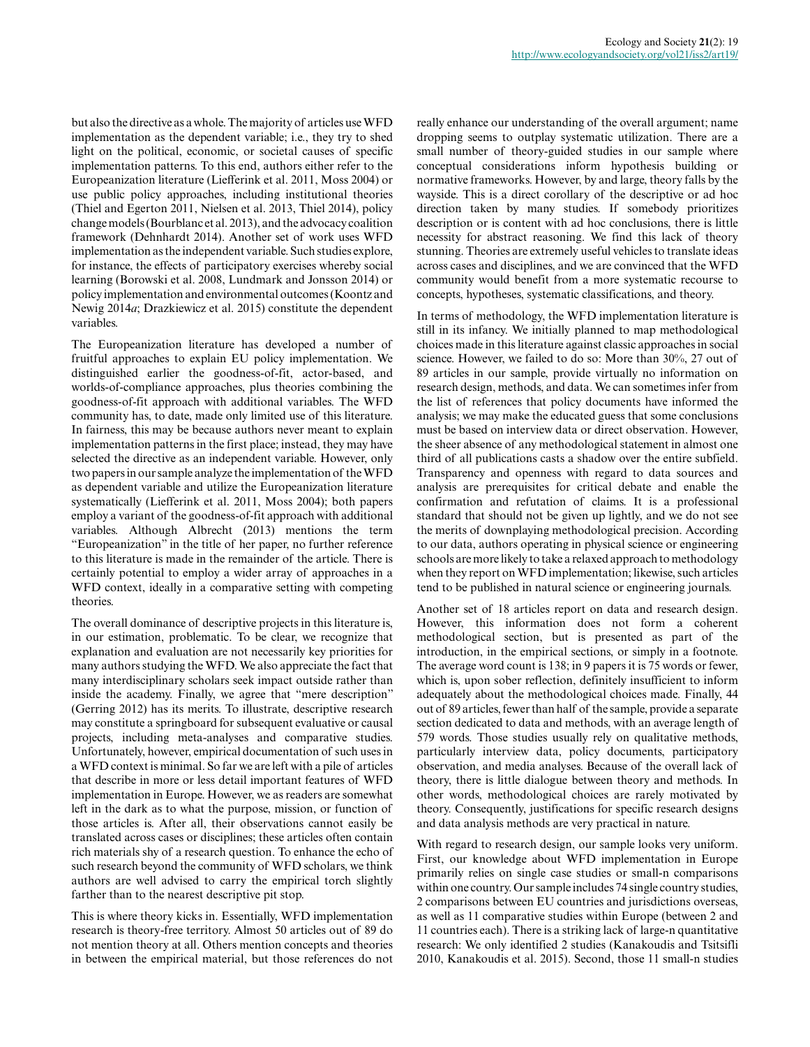but also the directive as a whole. The majority of articles use WFD implementation as the dependent variable; i.e., they try to shed light on the political, economic, or societal causes of specific implementation patterns. To this end, authors either refer to the Europeanization literature (Liefferink et al. 2011, Moss 2004) or use public policy approaches, including institutional theories (Thiel and Egerton 2011, Nielsen et al. 2013, Thiel 2014), policy change models (Bourblanc et al. 2013), and the advocacy coalition framework (Dehnhardt 2014). Another set of work uses WFD implementation as the independent variable. Such studies explore, for instance, the effects of participatory exercises whereby social learning (Borowski et al. 2008, Lundmark and Jonsson 2014) or policy implementation and environmental outcomes (Koontz and Newig 2014*a*; Drazkiewicz et al. 2015) constitute the dependent variables.

The Europeanization literature has developed a number of fruitful approaches to explain EU policy implementation. We distinguished earlier the goodness-of-fit, actor-based, and worlds-of-compliance approaches, plus theories combining the goodness-of-fit approach with additional variables. The WFD community has, to date, made only limited use of this literature. In fairness, this may be because authors never meant to explain implementation patterns in the first place; instead, they may have selected the directive as an independent variable. However, only two papers in our sample analyze the implementation of the WFD as dependent variable and utilize the Europeanization literature systematically (Liefferink et al. 2011, Moss 2004); both papers employ a variant of the goodness-of-fit approach with additional variables. Although Albrecht (2013) mentions the term "Europeanization" in the title of her paper, no further reference to this literature is made in the remainder of the article. There is certainly potential to employ a wider array of approaches in a WFD context, ideally in a comparative setting with competing theories.

The overall dominance of descriptive projects in this literature is, in our estimation, problematic. To be clear, we recognize that explanation and evaluation are not necessarily key priorities for many authors studying the WFD. We also appreciate the fact that many interdisciplinary scholars seek impact outside rather than inside the academy. Finally, we agree that "mere description" (Gerring 2012) has its merits. To illustrate, descriptive research may constitute a springboard for subsequent evaluative or causal projects, including meta-analyses and comparative studies. Unfortunately, however, empirical documentation of such uses in a WFD context is minimal. So far we are left with a pile of articles that describe in more or less detail important features of WFD implementation in Europe. However, we as readers are somewhat left in the dark as to what the purpose, mission, or function of those articles is. After all, their observations cannot easily be translated across cases or disciplines; these articles often contain rich materials shy of a research question. To enhance the echo of such research beyond the community of WFD scholars, we think authors are well advised to carry the empirical torch slightly farther than to the nearest descriptive pit stop.

This is where theory kicks in. Essentially, WFD implementation research is theory-free territory. Almost 50 articles out of 89 do not mention theory at all. Others mention concepts and theories in between the empirical material, but those references do not really enhance our understanding of the overall argument; name dropping seems to outplay systematic utilization. There are a small number of theory-guided studies in our sample where conceptual considerations inform hypothesis building or normative frameworks. However, by and large, theory falls by the wayside. This is a direct corollary of the descriptive or ad hoc direction taken by many studies. If somebody prioritizes description or is content with ad hoc conclusions, there is little necessity for abstract reasoning. We find this lack of theory stunning. Theories are extremely useful vehicles to translate ideas across cases and disciplines, and we are convinced that the WFD community would benefit from a more systematic recourse to concepts, hypotheses, systematic classifications, and theory.

In terms of methodology, the WFD implementation literature is still in its infancy. We initially planned to map methodological choices made in this literature against classic approaches in social science. However, we failed to do so: More than 30%, 27 out of 89 articles in our sample, provide virtually no information on research design, methods, and data. We can sometimes infer from the list of references that policy documents have informed the analysis; we may make the educated guess that some conclusions must be based on interview data or direct observation. However, the sheer absence of any methodological statement in almost one third of all publications casts a shadow over the entire subfield. Transparency and openness with regard to data sources and analysis are prerequisites for critical debate and enable the confirmation and refutation of claims. It is a professional standard that should not be given up lightly, and we do not see the merits of downplaying methodological precision. According to our data, authors operating in physical science or engineering schools are more likely to take a relaxed approach to methodology when they report on WFD implementation; likewise, such articles tend to be published in natural science or engineering journals.

Another set of 18 articles report on data and research design. However, this information does not form a coherent methodological section, but is presented as part of the introduction, in the empirical sections, or simply in a footnote. The average word count is 138; in 9 papers it is 75 words or fewer, which is, upon sober reflection, definitely insufficient to inform adequately about the methodological choices made. Finally, 44 out of 89 articles, fewer than half of the sample, provide a separate section dedicated to data and methods, with an average length of 579 words. Those studies usually rely on qualitative methods, particularly interview data, policy documents, participatory observation, and media analyses. Because of the overall lack of theory, there is little dialogue between theory and methods. In other words, methodological choices are rarely motivated by theory. Consequently, justifications for specific research designs and data analysis methods are very practical in nature.

With regard to research design, our sample looks very uniform. First, our knowledge about WFD implementation in Europe primarily relies on single case studies or small-n comparisons within one country. Our sample includes 74 single country studies, 2 comparisons between EU countries and jurisdictions overseas, as well as 11 comparative studies within Europe (between 2 and 11 countries each). There is a striking lack of large-n quantitative research: We only identified 2 studies (Kanakoudis and Tsitsifli 2010, Kanakoudis et al. 2015). Second, those 11 small-n studies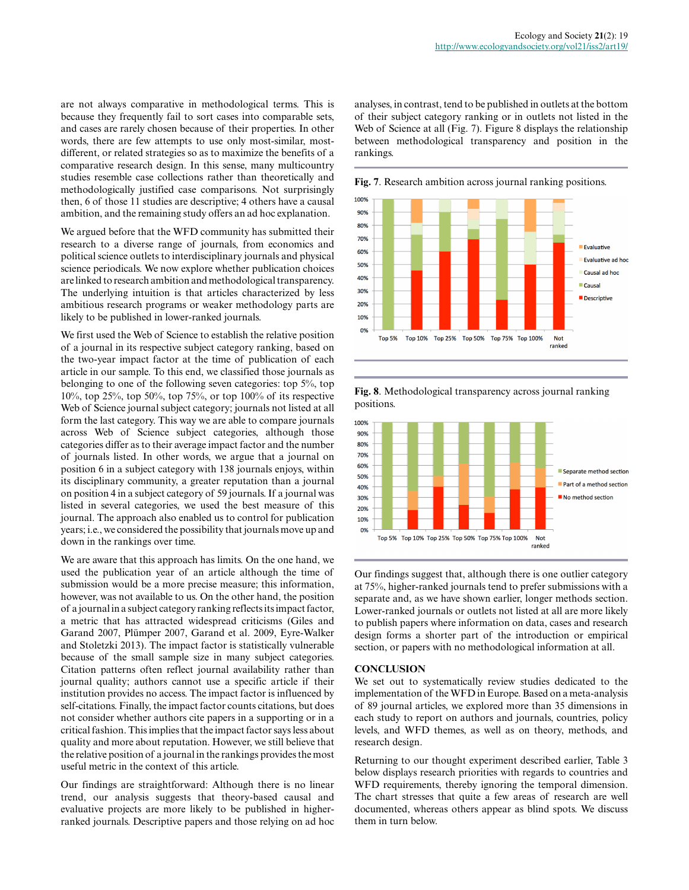are not always comparative in methodological terms. This is because they frequently fail to sort cases into comparable sets, and cases are rarely chosen because of their properties. In other words, there are few attempts to use only most-similar, most-different, or related strategies so as to maximize the benefits of a comparative research design. In this sense, many multicountry studies resemble case collections rather than theoretically and methodologically justified case comparisons. Not surprisingly then, 6 of those 11 studies are descriptive; 4 others have a causal ambition, and the remaining study offers an ad hoc explanation.

We argued before that the WFD community has submitted their research to a diverse range of journals, from economics and political science outlets to interdisciplinary journals and physical science periodicals. We now explore whether publication choices are linked to research ambition and methodological transparency. The underlying intuition is that articles characterized by less ambitious research programs or weaker methodology parts are likely to be published in lower-ranked journals.

We first used the Web of Science to establish the relative position of a journal in its respective subject category ranking, based on the two-year impact factor at the time of publication of each article in our sample. To this end, we classified those journals as belonging to one of the following seven categories: top 5%, top 10%, top 25%, top 50%, top 75%, or top 100% of its respective Web of Science journal subject category; journals not listed at all form the last category. This way we are able to compare journals across Web of Science subject categories, although those categories differ as to their average impact factor and the number of journals listed. In other words, we argue that a journal on position 6 in a subject category with 138 journals enjoys, within its disciplinary community, a greater reputation than a journal on position 4 in a subject category of 59 journals. If a journal was listed in several categories, we used the best measure of this journal. The approach also enabled us to control for publication years; i.e., we considered the possibility that journals move up and down in the rankings over time.

We are aware that this approach has limits. On the one hand, we used the publication year of an article although the time of submission would be a more precise measure; this information, however, was not available to us. On the other hand, the position of a journal in a subject category ranking reflects its impact factor, a metric that has attracted widespread criticisms (Giles and Garand 2007, Plümper 2007, Garand et al. 2009, Eyre-Walker and Stoletzki 2013). The impact factor is statistically vulnerable because of the small sample size in many subject categories. Citation patterns often reflect journal availability rather than journal quality; authors cannot use a specific article if their institution provides no access. The impact factor is influenced by self-citations. Finally, the impact factor counts citations, but does not consider whether authors cite papers in a supporting or in a critical fashion. This implies that the impact factor says less about quality and more about reputation. However, we still believe that the relative position of a journal in the rankings provides the most useful metric in the context of this article.

Our findings are straightforward: Although there is no linear trend, our analysis suggests that theory-based causal and evaluative projects are more likely to be published in higher-ranked journals. Descriptive papers and those relying on ad hoc analyses, in contrast, tend to be published in outlets at the bottom of their subject category ranking or in outlets not listed in the Web of Science at all (Fig. 7). Figure 8 displays the relationship between methodological transparency and position in the rankings.

**Fig. 7**. Research ambition across journal ranking positions.

**Fig. 8**. Methodological transparency across journal ranking positions.

Our findings suggest that, although there is one outlier category at 75%, higher-ranked journals tend to prefer submissions with a separate and, as we have shown earlier, longer methods section. Lower-ranked journals or outlets not listed at all are more likely to publish papers where information on data, cases and research design forms a shorter part of the introduction or empirical section, or papers with no methodological information at all.

## CONCLUSION

We set out to systematically review studies dedicated to the implementation of the WFD in Europe. Based on a meta-analysis of 89 journal articles, we explored more than 35 dimensions in each study to report on authors and journals, countries, policy levels, and WFD themes, as well as on theory, methods, and research design.

Returning to our thought experiment described earlier, Table 3 below displays research priorities with regards to countries and WFD requirements, thereby ignoring the temporal dimension. The chart stresses that quite a few areas of research are well documented, whereas others appear as blind spots. We discuss them in turn below.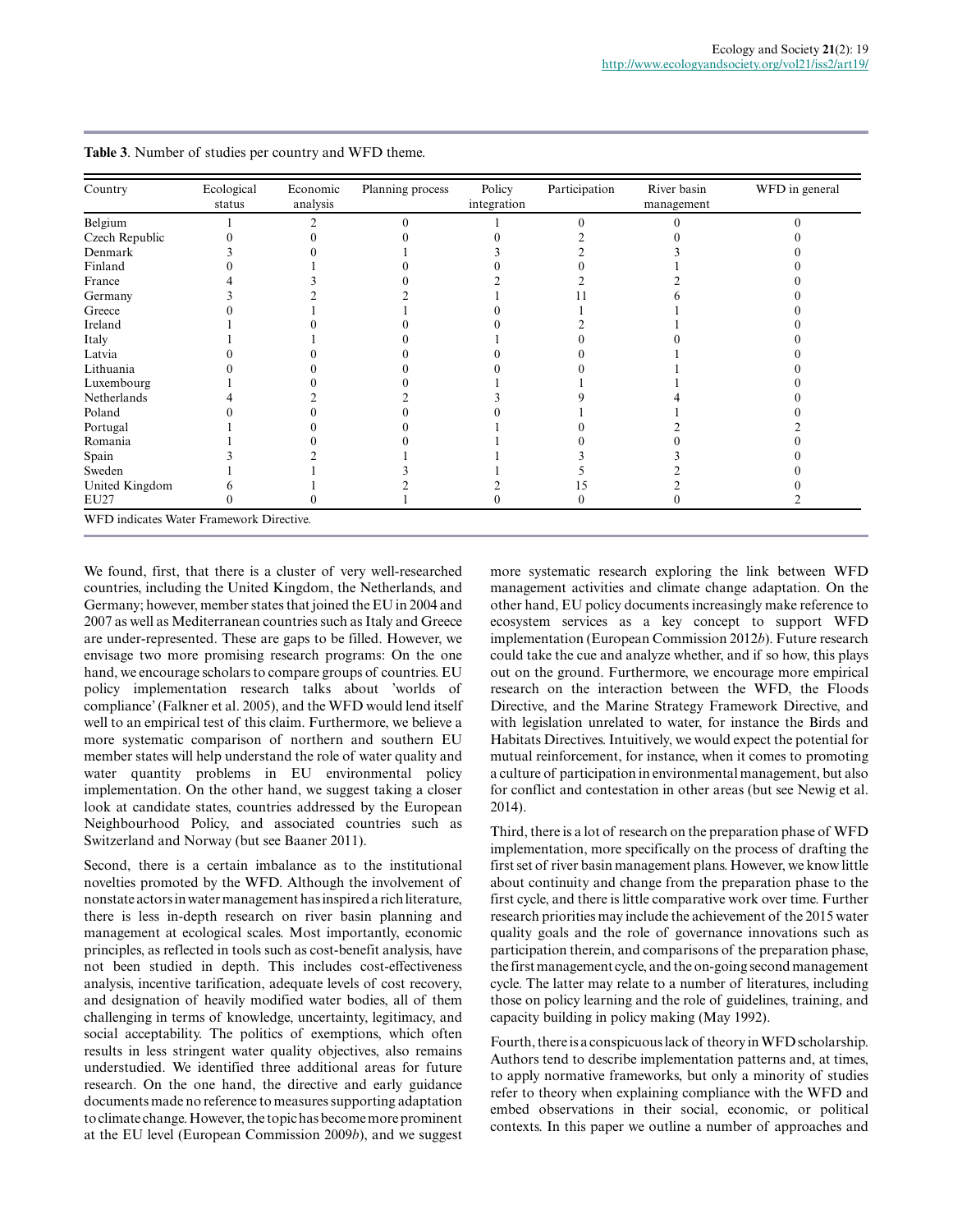**Table 3**. Number of studies per country and WFD theme.

| Country | Ecological status | Economic analysis | Planning process | Policy integration | Participation | River basin management | WFD in general |
|---|---|---|---|---|---|---|---|
| Belgium | 1 | 2 | 0 | 1 | 0 | 0 | 0 |
| Czech Republic | 0 | 0 | 0 | 0 | 2 | 0 | 0 |
| Denmark | 3 | 0 | 1 | 3 | 2 | 3 | 0 |
| Finland | 0 | 1 | 0 | 0 | 0 | 1 | 0 |
| France | 4 | 3 | 0 | 2 | 2 | 2 | 0 |
| Germany | 3 | 2 | 2 | 1 | 11 | 6 | 0 |
| Greece | 0 | 1 | 1 | 0 | 1 | 1 | 0 |
| Ireland | 1 | 0 | 0 | 0 | 2 | 1 | 0 |
| Italy | 1 | 1 | 0 | 1 | 0 | 0 | 0 |
| Latvia | 0 | 0 | 0 | 0 | 0 | 1 | 0 |
| Lithuania | 0 | 0 | 0 | 0 | 0 | 1 | 0 |
| Luxembourg | 1 | 0 | 0 | 1 | 1 | 1 | 0 |
| Netherlands | 4 | 2 | 2 | 3 | 9 | 4 | 0 |
| Poland | 0 | 0 | 0 | 0 | 1 | 1 | 0 |
| Portugal | 1 | 0 | 0 | 1 | 0 | 2 | 2 |
| Romania | 1 | 0 | 0 | 1 | 0 | 0 | 0 |
| Spain | 3 | 2 | 1 | 1 | 3 | 3 | 0 |
| Sweden | 1 | 1 | 3 | 1 | 5 | 2 | 0 |
| United Kingdom | 6 | 1 | 2 | 2 | 15 | 2 | 0 |
| EU27 | 0 | 0 | 1 | 0 | 0 | 0 | 2 |

WFD indicates Water Framework Directive.

We found, first, that there is a cluster of very well-researched countries, including the United Kingdom, the Netherlands, and Germany; however, member states that joined the EU in 2004 and 2007 as well as Mediterranean countries such as Italy and Greece are under-represented. These are gaps to be filled. However, we envisage two more promising research programs: On the one hand, we encourage scholars to compare groups of countries. EU policy implementation research talks about 'worlds of compliance' (Falkner et al. 2005), and the WFD would lend itself well to an empirical test of this claim. Furthermore, we believe a more systematic comparison of northern and southern EU member states will help understand the role of water quality and water quantity problems in EU environmental policy implementation. On the other hand, we suggest taking a closer look at candidate states, countries addressed by the European Neighbourhood Policy, and associated countries such as Switzerland and Norway (but see Baaner 2011).

Second, there is a certain imbalance as to the institutional novelties promoted by the WFD. Although the involvement of nonstate actors in water management has inspired a rich literature, there is less in-depth research on river basin planning and management at ecological scales. Most importantly, economic principles, as reflected in tools such as cost-benefit analysis, have not been studied in depth. This includes cost-effectiveness analysis, incentive tarification, adequate levels of cost recovery, and designation of heavily modified water bodies, all of them challenging in terms of knowledge, uncertainty, legitimacy, and social acceptability. The politics of exemptions, which often results in less stringent water quality objectives, also remains understudied. We identified three additional areas for future research. On the one hand, the directive and early guidance documents made no reference to measures supporting adaptation to climate change. However, the topic has become more prominent at the EU level (European Commission 2009*b*), and we suggest more systematic research exploring the link between WFD management activities and climate change adaptation. On the other hand, EU policy documents increasingly make reference to ecosystem services as a key concept to support WFD implementation (European Commission 2012*b*). Future research could take the cue and analyze whether, and if so how, this plays out on the ground. Furthermore, we encourage more empirical research on the interaction between the WFD, the Floods Directive, and the Marine Strategy Framework Directive, and with legislation unrelated to water, for instance the Birds and Habitats Directives. Intuitively, we would expect the potential for mutual reinforcement, for instance, when it comes to promoting a culture of participation in environmental management, but also for conflict and contestation in other areas (but see Newig et al. 2014).

Third, there is a lot of research on the preparation phase of WFD implementation, more specifically on the process of drafting the first set of river basin management plans. However, we know little about continuity and change from the preparation phase to the first cycle, and there is little comparative work over time. Further research priorities may include the achievement of the 2015 water quality goals and the role of governance innovations such as participation therein, and comparisons of the preparation phase, the first management cycle, and the on-going second management cycle. The latter may relate to a number of literatures, including those on policy learning and the role of guidelines, training, and capacity building in policy making (May 1992).

Fourth, there is a conspicuous lack of theory in WFD scholarship. Authors tend to describe implementation patterns and, at times, to apply normative frameworks, but only a minority of studies refer to theory when explaining compliance with the WFD and embed observations in their social, economic, or political contexts. In this paper we outline a number of approaches and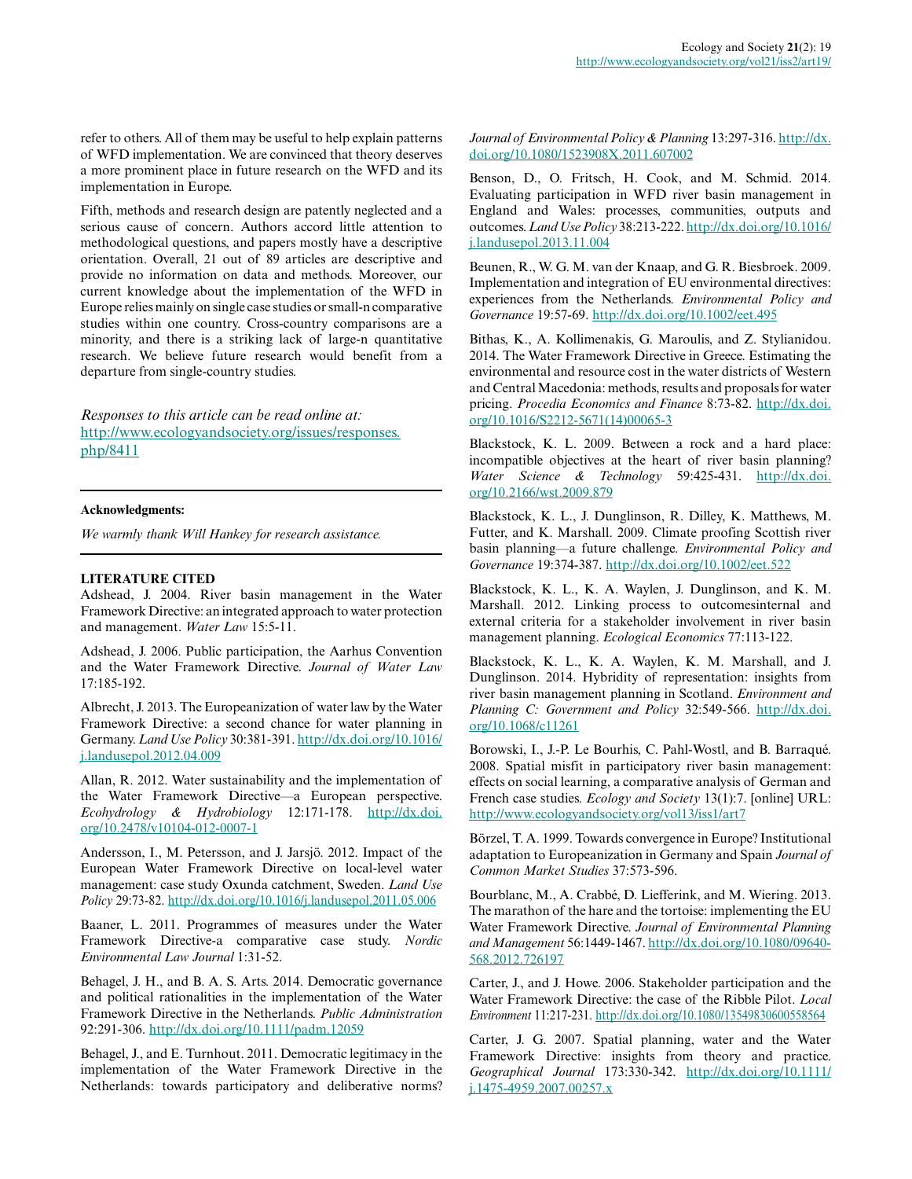refer to others. All of them may be useful to help explain patterns of WFD implementation. We are convinced that theory deserves a more prominent place in future research on the WFD and its implementation in Europe.

Fifth, methods and research design are patently neglected and a serious cause of concern. Authors accord little attention to methodological questions, and papers mostly have a descriptive orientation. Overall, 21 out of 89 articles are descriptive and provide no information on data and methods. Moreover, our current knowledge about the implementation of the WFD in Europe relies mainly on single case studies or small-n comparative studies within one country. Cross-country comparisons are a minority, and there is a striking lack of large-n quantitative research. We believe future research would benefit from a departure from single-country studies.

*Responses to this article can be read online at:*
http://www.ecologyandsociety.org/issues/responses.php/8411

---

**Acknowledgments:**

*We warmly thank Will Hankey for research assistance.*

---

**LITERATURE CITED**

Adshead, J. 2004. River basin management in the Water Framework Directive: an integrated approach to water protection and management. *Water Law* 15:5-11.

Adshead, J. 2006. Public participation, the Aarhus Convention and the Water Framework Directive. *Journal of Water Law* 17:185-192.

Albrecht, J. 2013. The Europeanization of water law by the Water Framework Directive: a second chance for water planning in Germany. *Land Use Policy* 30:381-391. http://dx.doi.org/10.1016/j.landusepol.2012.04.009

Allan, R. 2012. Water sustainability and the implementation of the Water Framework Directive—a European perspective. *Ecohydrology & Hydrobiology* 12:171-178. http://dx.doi.org/10.2478/v10104-012-0007-1

Andersson, I., M. Petersson, and J. Jarsjö. 2012. Impact of the European Water Framework Directive on local-level water management: case study Oxunda catchment, Sweden. *Land Use Policy* 29:73-82. http://dx.doi.org/10.1016/j.landusepol.2011.05.006

Baaner, L. 2011. Programmes of measures under the Water Framework Directive-a comparative case study. *Nordic Environmental Law Journal* 1:31-52.

Behagel, J. H., and B. A. S. Arts. 2014. Democratic governance and political rationalities in the implementation of the Water Framework Directive in the Netherlands. *Public Administration* 92:291-306. http://dx.doi.org/10.1111/padm.12059

Behagel, J., and E. Turnhout. 2011. Democratic legitimacy in the implementation of the Water Framework Directive in the Netherlands: towards participatory and deliberative norms? *Journal of Environmental Policy & Planning* 13:297-316. http://dx.doi.org/10.1080/1523908X.2011.607002

Benson, D., O. Fritsch, H. Cook, and M. Schmid. 2014. Evaluating participation in WFD river basin management in England and Wales: processes, communities, outputs and outcomes. *Land Use Policy* 38:213-222. http://dx.doi.org/10.1016/j.landusepol.2013.11.004

Beunen, R., W. G. M. van der Knaap, and G. R. Biesbroek. 2009. Implementation and integration of EU environmental directives: experiences from the Netherlands. *Environmental Policy and Governance* 19:57-69. http://dx.doi.org/10.1002/eet.495

Bithas, K., A. Kollimenakis, G. Maroulis, and Z. Stylianidou. 2014. The Water Framework Directive in Greece. Estimating the environmental and resource cost in the water districts of Western and Central Macedonia: methods, results and proposals for water pricing. *Procedia Economics and Finance* 8:73-82. http://dx.doi.org/10.1016/S2212-5671(14)00065-3

Blackstock, K. L. 2009. Between a rock and a hard place: incompatible objectives at the heart of river basin planning? *Water Science & Technology* 59:425-431. http://dx.doi.org/10.2166/wst.2009.879

Blackstock, K. L., J. Dunglinson, R. Dilley, K. Matthews, M. Futter, and K. Marshall. 2009. Climate proofing Scottish river basin planning—a future challenge. *Environmental Policy and Governance* 19:374-387. http://dx.doi.org/10.1002/eet.522

Blackstock, K. L., K. A. Waylen, J. Dunglinson, and K. M. Marshall. 2012. Linking process to outcomesinternal and external criteria for a stakeholder involvement in river basin management planning. *Ecological Economics* 77:113-122.

Blackstock, K. L., K. A. Waylen, K. M. Marshall, and J. Dunglinson. 2014. Hybridity of representation: insights from river basin management planning in Scotland. *Environment and Planning C: Government and Policy* 32:549-566. http://dx.doi.org/10.1068/c11261

Borowski, I., J.-P. Le Bourhis, C. Pahl-Wostl, and B. Barraqué. 2008. Spatial misfit in participatory river basin management: effects on social learning, a comparative analysis of German and French case studies. *Ecology and Society* 13(1):7. [online] URL: http://www.ecologyandsociety.org/vol13/iss1/art7

Börzel, T. A. 1999. Towards convergence in Europe? Institutional adaptation to Europeanization in Germany and Spain *Journal of Common Market Studies* 37:573-596.

Bourblanc, M., A. Crabbé, D. Liefferink, and M. Wiering. 2013. The marathon of the hare and the tortoise: implementing the EU Water Framework Directive. *Journal of Environmental Planning and Management* 56:1449-1467. http://dx.doi.org/10.1080/09640568.2012.726197

Carter, J., and J. Howe. 2006. Stakeholder participation and the Water Framework Directive: the case of the Ribble Pilot. *Local Environment* 11:217-231. http://dx.doi.org/10.1080/13549830600558564

Carter, J. G. 2007. Spatial planning, water and the Water Framework Directive: insights from theory and practice. *Geographical Journal* 173:330-342. http://dx.doi.org/10.1111/j.1475-4959.2007.00257.x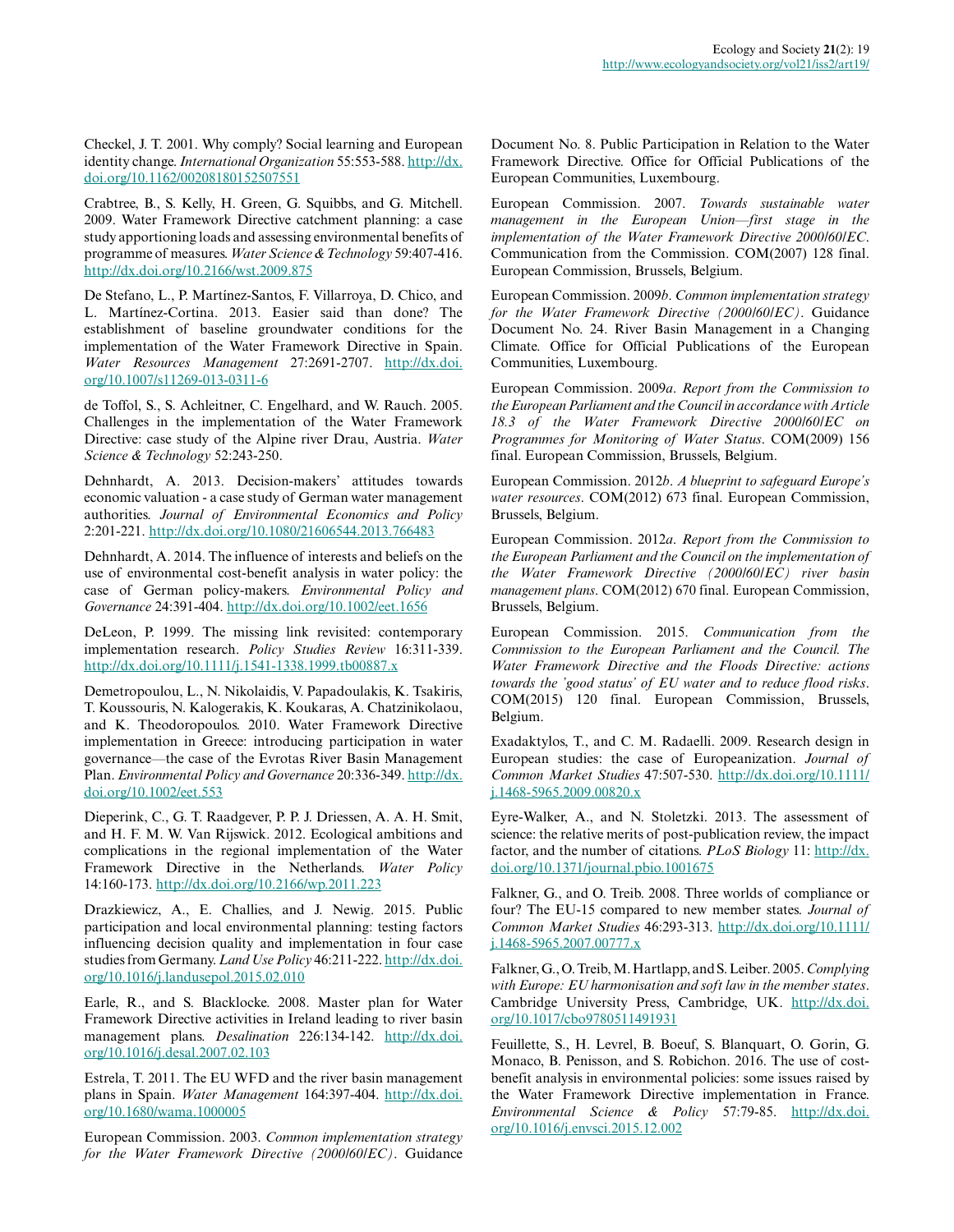Checkel, J. T. 2001. Why comply? Social learning and European identity change. *International Organization* 55:553-588. http://dx.doi.org/10.1162/00208180152507551

Crabtree, B., S. Kelly, H. Green, G. Squibbs, and G. Mitchell. 2009. Water Framework Directive catchment planning: a case study apportioning loads and assessing environmental benefits of programme of measures. *Water Science & Technology* 59:407-416. http://dx.doi.org/10.2166/wst.2009.875

De Stefano, L., P. Martínez-Santos, F. Villarroya, D. Chico, and L. Martínez-Cortina. 2013. Easier said than done? The establishment of baseline groundwater conditions for the implementation of the Water Framework Directive in Spain. *Water Resources Management* 27:2691-2707. http://dx.doi.org/10.1007/s11269-013-0311-6

de Toffol, S., S. Achleitner, C. Engelhard, and W. Rauch. 2005. Challenges in the implementation of the Water Framework Directive: case study of the Alpine river Drau, Austria. *Water Science & Technology* 52:243-250.

Dehnhardt, A. 2013. Decision-makers' attitudes towards economic valuation - a case study of German water management authorities. *Journal of Environmental Economics and Policy* 2:201-221. http://dx.doi.org/10.1080/21606544.2013.766483

Dehnhardt, A. 2014. The influence of interests and beliefs on the use of environmental cost-benefit analysis in water policy: the case of German policy-makers. *Environmental Policy and Governance* 24:391-404. http://dx.doi.org/10.1002/eet.1656

DeLeon, P. 1999. The missing link revisited: contemporary implementation research. *Policy Studies Review* 16:311-339. http://dx.doi.org/10.1111/j.1541-1338.1999.tb00887.x

Demetropoulou, L., N. Nikolaidis, V. Papadoulakis, K. Tsakiris, T. Koussouris, N. Kalogerakis, K. Koukaras, A. Chatzinikolaou, and K. Theodoropoulos. 2010. Water Framework Directive implementation in Greece: introducing participation in water governance—the case of the Evrotas River Basin Management Plan. *Environmental Policy and Governance* 20:336-349. http://dx.doi.org/10.1002/eet.553

Dieperink, C., G. T. Raadgever, P. P. J. Driessen, A. A. H. Smit, and H. F. M. W. Van Rijswick. 2012. Ecological ambitions and complications in the regional implementation of the Water Framework Directive in the Netherlands. *Water Policy* 14:160-173. http://dx.doi.org/10.2166/wp.2011.223

Drazkiewicz, A., E. Challies, and J. Newig. 2015. Public participation and local environmental planning: testing factors influencing decision quality and implementation in four case studies from Germany. *Land Use Policy* 46:211-222. http://dx.doi.org/10.1016/j.landusepol.2015.02.010

Earle, R., and S. Blacklocke. 2008. Master plan for Water Framework Directive activities in Ireland leading to river basin management plans. *Desalination* 226:134-142. http://dx.doi.org/10.1016/j.desal.2007.02.103

Estrela, T. 2011. The EU WFD and the river basin management plans in Spain. *Water Management* 164:397-404. http://dx.doi.org/10.1680/wama.1000005

European Commission. 2003. *Common implementation strategy for the Water Framework Directive (2000/60/EC)*. Guidance Document No. 8. Public Participation in Relation to the Water Framework Directive. Office for Official Publications of the European Communities, Luxembourg.

European Commission. 2007. *Towards sustainable water management in the European Union—first stage in the implementation of the Water Framework Directive 2000/60/EC*. Communication from the Commission. COM(2007) 128 final. European Commission, Brussels, Belgium.

European Commission. 2009*b*. *Common implementation strategy for the Water Framework Directive (2000/60/EC)*. Guidance Document No. 24. River Basin Management in a Changing Climate. Office for Official Publications of the European Communities, Luxembourg.

European Commission. 2009*a*. *Report from the Commission to the European Parliament and the Council in accordance with Article 18.3 of the Water Framework Directive 2000/60/EC on Programmes for Monitoring of Water Status*. COM(2009) 156 final. European Commission, Brussels, Belgium.

European Commission. 2012*b*. *A blueprint to safeguard Europe's water resources*. COM(2012) 673 final. European Commission, Brussels, Belgium.

European Commission. 2012*a*. *Report from the Commission to the European Parliament and the Council on the implementation of the Water Framework Directive (2000/60/EC) river basin management plans*. COM(2012) 670 final. European Commission, Brussels, Belgium.

European Commission. 2015. *Communication from the Commission to the European Parliament and the Council. The Water Framework Directive and the Floods Directive: actions towards the 'good status' of EU water and to reduce flood risks*. COM(2015) 120 final. European Commission, Brussels, Belgium.

Exadaktylos, T., and C. M. Radaelli. 2009. Research design in European studies: the case of Europeanization. *Journal of Common Market Studies* 47:507-530. http://dx.doi.org/10.1111/j.1468-5965.2009.00820.x

Eyre-Walker, A., and N. Stoletzki. 2013. The assessment of science: the relative merits of post-publication review, the impact factor, and the number of citations. *PLoS Biology* 11: http://dx.doi.org/10.1371/journal.pbio.1001675

Falkner, G., and O. Treib. 2008. Three worlds of compliance or four? The EU-15 compared to new member states. *Journal of Common Market Studies* 46:293-313. http://dx.doi.org/10.1111/j.1468-5965.2007.00777.x

Falkner, G., O. Treib, M. Hartlapp, and S. Leiber. 2005. *Complying with Europe: EU harmonisation and soft law in the member states*. Cambridge University Press, Cambridge, UK. http://dx.doi.org/10.1017/cbo9780511491931

Feuillette, S., H. Levrel, B. Boeuf, S. Blanquart, O. Gorin, G. Monaco, B. Penisson, and S. Robichon. 2016. The use of cost-benefit analysis in environmental policies: some issues raised by the Water Framework Directive implementation in France. *Environmental Science & Policy* 57:79-85. http://dx.doi.org/10.1016/j.envsci.2015.12.002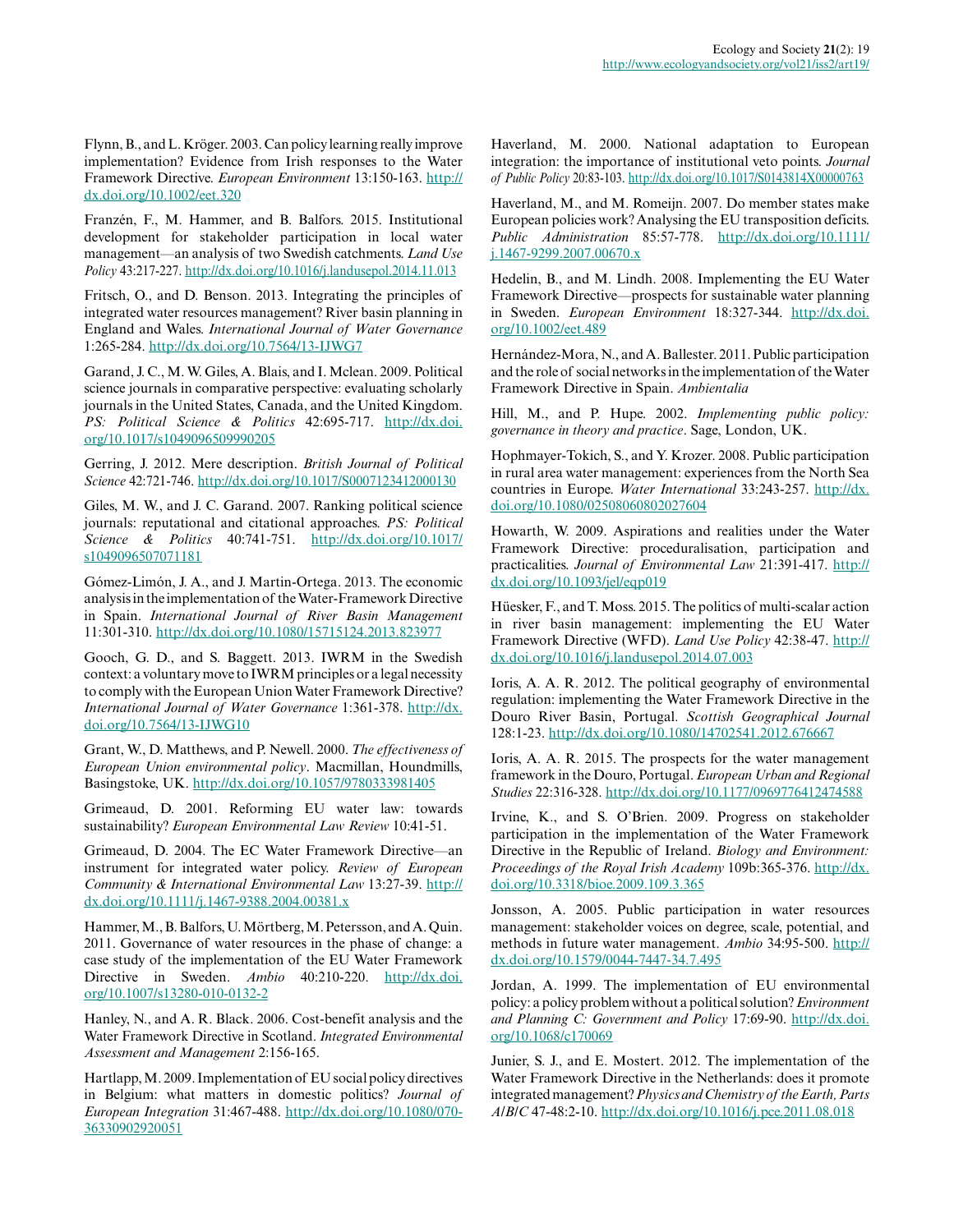Flynn, B., and L. Kröger. 2003. Can policy learning really improve implementation? Evidence from Irish responses to the Water Framework Directive. *European Environment* 13:150-163. http://dx.doi.org/10.1002/eet.320

Franzén, F., M. Hammer, and B. Balfors. 2015. Institutional development for stakeholder participation in local water management—an analysis of two Swedish catchments. *Land Use Policy* 43:217-227. http://dx.doi.org/10.1016/j.landusepol.2014.11.013

Fritsch, O., and D. Benson. 2013. Integrating the principles of integrated water resources management? River basin planning in England and Wales. *International Journal of Water Governance* 1:265-284. http://dx.doi.org/10.7564/13-IJWG7

Garand, J. C., M. W. Giles, A. Blais, and I. Mclean. 2009. Political science journals in comparative perspective: evaluating scholarly journals in the United States, Canada, and the United Kingdom. *PS: Political Science & Politics* 42:695-717. http://dx.doi.org/10.1017/s1049096509990205

Gerring, J. 2012. Mere description. *British Journal of Political Science* 42:721-746. http://dx.doi.org/10.1017/S0007123412000130

Giles, M. W., and J. C. Garand. 2007. Ranking political science journals: reputational and citational approaches. *PS: Political Science & Politics* 40:741-751. http://dx.doi.org/10.1017/s1049096507071181

Gómez-Limón, J. A., and J. Martin-Ortega. 2013. The economic analysis in the implementation of the Water-Framework Directive in Spain. *International Journal of River Basin Management* 11:301-310. http://dx.doi.org/10.1080/15715124.2013.823977

Gooch, G. D., and S. Baggett. 2013. IWRM in the Swedish context: a voluntary move to IWRM principles or a legal necessity to comply with the European Union Water Framework Directive? *International Journal of Water Governance* 1:361-378. http://dx.doi.org/10.7564/13-IJWG10

Grant, W., D. Matthews, and P. Newell. 2000. *The effectiveness of European Union environmental policy*. Macmillan, Houndmills, Basingstoke, UK. http://dx.doi.org/10.1057/9780333981405

Grimeaud, D. 2001. Reforming EU water law: towards sustainability? *European Environmental Law Review* 10:41-51.

Grimeaud, D. 2004. The EC Water Framework Directive—an instrument for integrated water policy. *Review of European Community & International Environmental Law* 13:27-39. http://dx.doi.org/10.1111/j.1467-9388.2004.00381.x

Hammer, M., B. Balfors, U. Mörtberg, M. Petersson, and A. Quin. 2011. Governance of water resources in the phase of change: a case study of the implementation of the EU Water Framework Directive in Sweden. *Ambio* 40:210-220. http://dx.doi.org/10.1007/s13280-010-0132-2

Hanley, N., and A. R. Black. 2006. Cost-benefit analysis and the Water Framework Directive in Scotland. *Integrated Environmental Assessment and Management* 2:156-165.

Hartlapp, M. 2009. Implementation of EU social policy directives in Belgium: what matters in domestic politics? *Journal of European Integration* 31:467-488. http://dx.doi.org/10.1080/07036330902920051

Haverland, M. 2000. National adaptation to European integration: the importance of institutional veto points. *Journal of Public Policy* 20:83-103. http://dx.doi.org/10.1017/S0143814X00000763

Haverland, M., and M. Romeijn. 2007. Do member states make European policies work? Analysing the EU transposition deficits. *Public Administration* 85:57-778. http://dx.doi.org/10.1111/j.1467-9299.2007.00670.x

Hedelin, B., and M. Lindh. 2008. Implementing the EU Water Framework Directive—prospects for sustainable water planning in Sweden. *European Environment* 18:327-344. http://dx.doi.org/10.1002/eet.489

Hernández-Mora, N., and A. Ballester. 2011. Public participation and the role of social networks in the implementation of the Water Framework Directive in Spain. *Ambientalia*

Hill, M., and P. Hupe. 2002. *Implementing public policy: governance in theory and practice*. Sage, London, UK.

Hophmayer-Tokich, S., and Y. Krozer. 2008. Public participation in rural area water management: experiences from the North Sea countries in Europe. *Water International* 33:243-257. http://dx.doi.org/10.1080/02508060802027604

Howarth, W. 2009. Aspirations and realities under the Water Framework Directive: proceduralisation, participation and practicalities. *Journal of Environmental Law* 21:391-417. http://dx.doi.org/10.1093/jel/eqp019

Hüesker, F., and T. Moss. 2015. The politics of multi-scalar action in river basin management: implementing the EU Water Framework Directive (WFD). *Land Use Policy* 42:38-47. http://dx.doi.org/10.1016/j.landusepol.2014.07.003

Ioris, A. A. R. 2012. The political geography of environmental regulation: implementing the Water Framework Directive in the Douro River Basin, Portugal. *Scottish Geographical Journal* 128:1-23. http://dx.doi.org/10.1080/14702541.2012.676667

Ioris, A. A. R. 2015. The prospects for the water management framework in the Douro, Portugal. *European Urban and Regional Studies* 22:316-328. http://dx.doi.org/10.1177/0969776412474588

Irvine, K., and S. O'Brien. 2009. Progress on stakeholder participation in the implementation of the Water Framework Directive in the Republic of Ireland. *Biology and Environment: Proceedings of the Royal Irish Academy* 109b:365-376. http://dx.doi.org/10.3318/bioe.2009.109.3.365

Jonsson, A. 2005. Public participation in water resources management: stakeholder voices on degree, scale, potential, and methods in future water management. *Ambio* 34:95-500. http://dx.doi.org/10.1579/0044-7447-34.7.495

Jordan, A. 1999. The implementation of EU environmental policy: a policy problem without a political solution? *Environment and Planning C: Government and Policy* 17:69-90. http://dx.doi.org/10.1068/c170069

Junier, S. J., and E. Mostert. 2012. The implementation of the Water Framework Directive in the Netherlands: does it promote integrated management? *Physics and Chemistry of the Earth, Parts A/B/C* 47-48:2-10. http://dx.doi.org/10.1016/j.pce.2011.08.018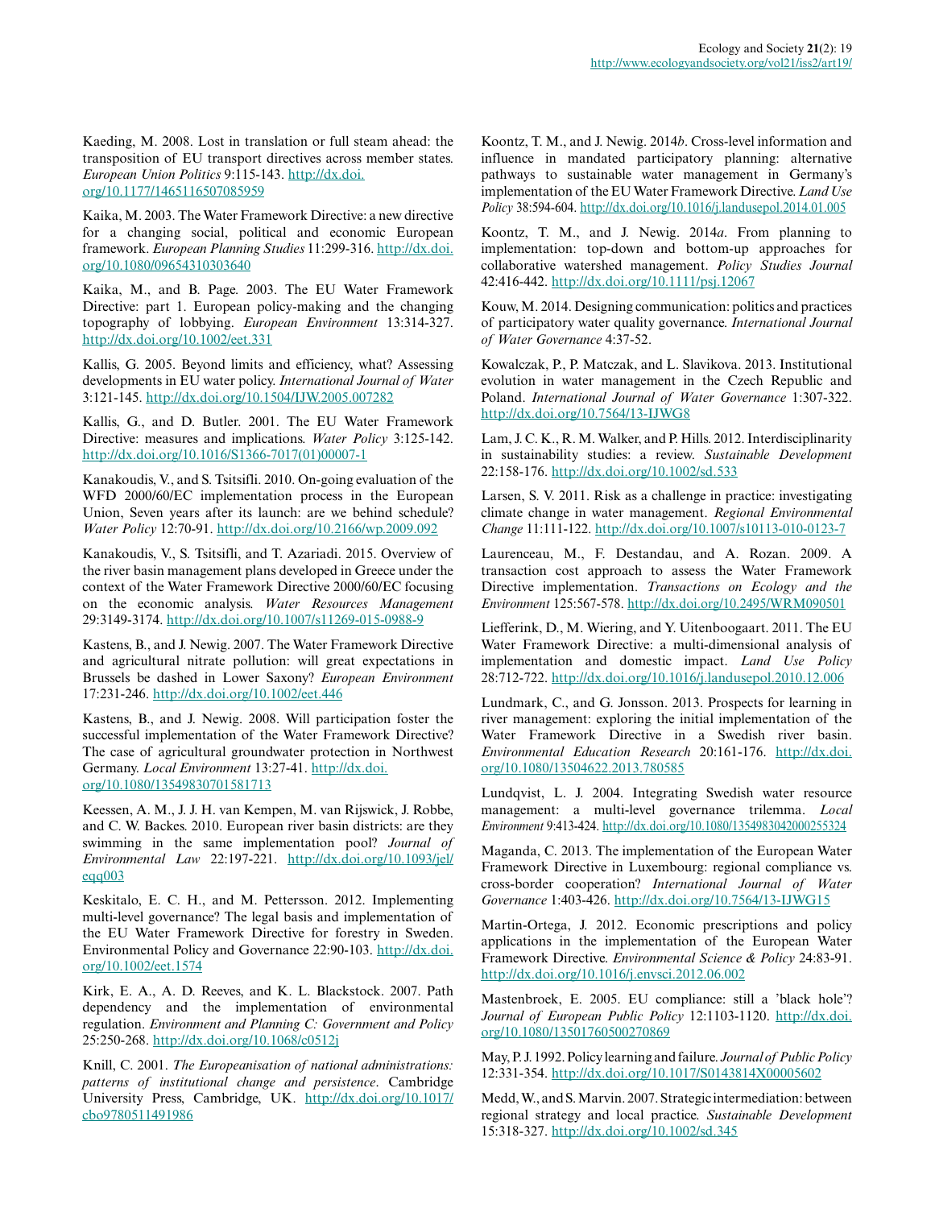Kaeding, M. 2008. Lost in translation or full steam ahead: the transposition of EU transport directives across member states. *European Union Politics* 9:115-143. http://dx.doi.org/10.1177/1465116507085959

Kaika, M. 2003. The Water Framework Directive: a new directive for a changing social, political and economic European framework. *European Planning Studies* 11:299-316. http://dx.doi.org/10.1080/09654310303640

Kaika, M., and B. Page. 2003. The EU Water Framework Directive: part 1. European policy-making and the changing topography of lobbying. *European Environment* 13:314-327. http://dx.doi.org/10.1002/eet.331

Kallis, G. 2005. Beyond limits and efficiency, what? Assessing developments in EU water policy. *International Journal of Water* 3:121-145. http://dx.doi.org/10.1504/IJW.2005.007282

Kallis, G., and D. Butler. 2001. The EU Water Framework Directive: measures and implications. *Water Policy* 3:125-142. http://dx.doi.org/10.1016/S1366-7017(01)00007-1

Kanakoudis, V., and S. Tsitsifli. 2010. On-going evaluation of the WFD 2000/60/EC implementation process in the European Union, Seven years after its launch: are we behind schedule? *Water Policy* 12:70-91. http://dx.doi.org/10.2166/wp.2009.092

Kanakoudis, V., S. Tsitsifli, and T. Azariadi. 2015. Overview of the river basin management plans developed in Greece under the context of the Water Framework Directive 2000/60/EC focusing on the economic analysis. *Water Resources Management* 29:3149-3174. http://dx.doi.org/10.1007/s11269-015-0988-9

Kastens, B., and J. Newig. 2007. The Water Framework Directive and agricultural nitrate pollution: will great expectations in Brussels be dashed in Lower Saxony? *European Environment* 17:231-246. http://dx.doi.org/10.1002/eet.446

Kastens, B., and J. Newig. 2008. Will participation foster the successful implementation of the Water Framework Directive? The case of agricultural groundwater protection in Northwest Germany. *Local Environment* 13:27-41. http://dx.doi.org/10.1080/13549830701581713

Keessen, A. M., J. J. H. van Kempen, M. van Rijswick, J. Robbe, and C. W. Backes. 2010. European river basin districts: are they swimming in the same implementation pool? *Journal of Environmental Law* 22:197-221. http://dx.doi.org/10.1093/jel/eqq003

Keskitalo, E. C. H., and M. Pettersson. 2012. Implementing multi-level governance? The legal basis and implementation of the EU Water Framework Directive for forestry in Sweden. Environmental Policy and Governance 22:90-103. http://dx.doi.org/10.1002/eet.1574

Kirk, E. A., A. D. Reeves, and K. L. Blackstock. 2007. Path dependency and the implementation of environmental regulation. *Environment and Planning C: Government and Policy* 25:250-268. http://dx.doi.org/10.1068/c0512j

Knill, C. 2001. *The Europeanisation of national administrations: patterns of institutional change and persistence*. Cambridge University Press, Cambridge, UK. http://dx.doi.org/10.1017/cbo9780511491986

Koontz, T. M., and J. Newig. 2014*b*. Cross-level information and influence in mandated participatory planning: alternative pathways to sustainable water management in Germany's implementation of the EU Water Framework Directive. *Land Use Policy* 38:594-604. http://dx.doi.org/10.1016/j.landusepol.2014.01.005

Koontz, T. M., and J. Newig. 2014*a*. From planning to implementation: top-down and bottom-up approaches for collaborative watershed management. *Policy Studies Journal* 42:416-442. http://dx.doi.org/10.1111/psj.12067

Kouw, M. 2014. Designing communication: politics and practices of participatory water quality governance. *International Journal of Water Governance* 4:37-52.

Kowalczak, P., P. Matczak, and L. Slavikova. 2013. Institutional evolution in water management in the Czech Republic and Poland. *International Journal of Water Governance* 1:307-322. http://dx.doi.org/10.7564/13-IJWG8

Lam, J. C. K., R. M. Walker, and P. Hills. 2012. Interdisciplinarity in sustainability studies: a review. *Sustainable Development* 22:158-176. http://dx.doi.org/10.1002/sd.533

Larsen, S. V. 2011. Risk as a challenge in practice: investigating climate change in water management. *Regional Environmental Change* 11:111-122. http://dx.doi.org/10.1007/s10113-010-0123-7

Laurenceau, M., F. Destandau, and A. Rozan. 2009. A transaction cost approach to assess the Water Framework Directive implementation. *Transactions on Ecology and the Environment* 125:567-578. http://dx.doi.org/10.2495/WRM090501

Liefferink, D., M. Wiering, and Y. Uitenboogaart. 2011. The EU Water Framework Directive: a multi-dimensional analysis of implementation and domestic impact. *Land Use Policy* 28:712-722. http://dx.doi.org/10.1016/j.landusepol.2010.12.006

Lundmark, C., and G. Jonsson. 2013. Prospects for learning in river management: exploring the initial implementation of the Water Framework Directive in a Swedish river basin. *Environmental Education Research* 20:161-176. http://dx.doi.org/10.1080/13504622.2013.780585

Lundqvist, L. J. 2004. Integrating Swedish water resource management: a multi-level governance trilemma. *Local Environment* 9:413-424. http://dx.doi.org/10.1080/1354983042000255324

Maganda, C. 2013. The implementation of the European Water Framework Directive in Luxembourg: regional compliance vs. cross-border cooperation? *International Journal of Water Governance* 1:403-426. http://dx.doi.org/10.7564/13-IJWG15

Martin-Ortega, J. 2012. Economic prescriptions and policy applications in the implementation of the European Water Framework Directive. *Environmental Science & Policy* 24:83-91. http://dx.doi.org/10.1016/j.envsci.2012.06.002

Mastenbroek, E. 2005. EU compliance: still a 'black hole'? *Journal of European Public Policy* 12:1103-1120. http://dx.doi.org/10.1080/13501760500270869

May, P. J. 1992. Policy learning and failure. *Journal of Public Policy* 12:331-354. http://dx.doi.org/10.1017/S0143814X00005602

Medd, W., and S. Marvin. 2007. Strategic intermediation: between regional strategy and local practice. *Sustainable Development* 15:318-327. http://dx.doi.org/10.1002/sd.345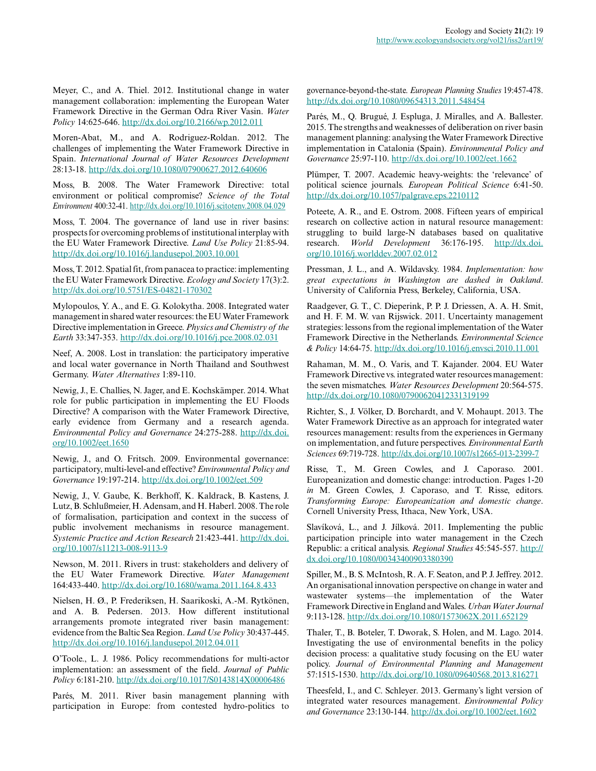Meyer, C., and A. Thiel. 2012. Institutional change in water management collaboration: implementing the European Water Framework Directive in the German Odra River Vasin. *Water Policy* 14:625-646. http://dx.doi.org/10.2166/wp.2012.011

Moren-Abat, M., and A. Rodriguez-Roldan. 2012. The challenges of implementing the Water Framework Directive in Spain. *International Journal of Water Resources Development* 28:13-18. http://dx.doi.org/10.1080/07900627.2012.640606

Moss, B. 2008. The Water Framework Directive: total environment or political compromise? *Science of the Total Environment* 400:32-41. http://dx.doi.org/10.1016/j.scitotenv.2008.04.029

Moss, T. 2004. The governance of land use in river basins: prospects for overcoming problems of institutional interplay with the EU Water Framework Directive. *Land Use Policy* 21:85-94. http://dx.doi.org/10.1016/j.landusepol.2003.10.001

Moss, T. 2012. Spatial fit, from panacea to practice: implementing the EU Water Framework Directive. *Ecology and Society* 17(3):2. http://dx.doi.org/10.5751/ES-04821-170302

Mylopoulos, Y. A., and E. G. Kolokytha. 2008. Integrated water management in shared water resources: the EU Water Framework Directive implementation in Greece. *Physics and Chemistry of the Earth* 33:347-353. http://dx.doi.org/10.1016/j.pce.2008.02.031

Neef, A. 2008. Lost in translation: the participatory imperative and local water governance in North Thailand and Southwest Germany. *Water Alternatives* 1:89-110.

Newig, J., E. Challies, N. Jager, and E. Kochskämper. 2014. What role for public participation in implementing the EU Floods Directive? A comparison with the Water Framework Directive, early evidence from Germany and a research agenda. *Environmental Policy and Governance* 24:275-288. http://dx.doi.org/10.1002/eet.1650

Newig, J., and O. Fritsch. 2009. Environmental governance: participatory, multi-level-and effective? *Environmental Policy and Governance* 19:197-214. http://dx.doi.org/10.1002/eet.509

Newig, J., V. Gaube, K. Berkhoff, K. Kaldrack, B. Kastens, J. Lutz, B. Schlußmeier, H. Adensam, and H. Haberl. 2008. The role of formalisation, participation and context in the success of public involvement mechanisms in resource management. *Systemic Practice and Action Research* 21:423-441. http://dx.doi.org/10.1007/s11213-008-9113-9

Newson, M. 2011. Rivers in trust: stakeholders and delivery of the EU Water Framework Directive. *Water Management* 164:433-440. http://dx.doi.org/10.1680/wama.2011.164.8.433

Nielsen, H. Ø., P. Frederiksen, H. Saarikoski, A.-M. Rytkönen, and A. B. Pedersen. 2013. How different institutional arrangements promote integrated river basin management: evidence from the Baltic Sea Region. *Land Use Policy* 30:437-445. http://dx.doi.org/10.1016/j.landusepol.2012.04.011

O'Toole., L. J. 1986. Policy recommendations for multi-actor implementation: an assessment of the field. *Journal of Public Policy* 6:181-210. http://dx.doi.org/10.1017/S0143814X00006486

Parés, M. 2011. River basin management planning with participation in Europe: from contested hydro-politics to governance-beyond-the-state. *European Planning Studies* 19:457-478. http://dx.doi.org/10.1080/09654313.2011.548454

Parés, M., Q. Brugué, J. Espluga, J. Miralles, and A. Ballester. 2015. The strengths and weaknesses of deliberation on river basin management planning: analysing the Water Framework Directive implementation in Catalonia (Spain). *Environmental Policy and Governance* 25:97-110. http://dx.doi.org/10.1002/eet.1662

Plümper, T. 2007. Academic heavy-weights: the 'relevance' of political science journals. *European Political Science* 6:41-50. http://dx.doi.org/10.1057/palgrave.eps.2210112

Poteete, A. R., and E. Ostrom. 2008. Fifteen years of empirical research on collective action in natural resource management: struggling to build large-N databases based on qualitative research. *World Development* 36:176-195. http://dx.doi.org/10.1016/j.worlddev.2007.02.012

Pressman, J. L., and A. Wildavsky. 1984. *Implementation: how great expectations in Washington are dashed in Oakland*. University of California Press, Berkeley, California, USA.

Raadgever, G. T., C. Dieperink, P. P. J. Driessen, A. A. H. Smit, and H. F. M. W. van Rijswick. 2011. Uncertainty management strategies: lessons from the regional implementation of the Water Framework Directive in the Netherlands. *Environmental Science & Policy* 14:64-75. http://dx.doi.org/10.1016/j.envsci.2010.11.001

Rahaman, M. M., O. Varis, and T. Kajander. 2004. EU Water Framework Directive vs. integrated water resources management: the seven mismatches. *Water Resources Development* 20:564-575. http://dx.doi.org/10.1080/07900620412331319199

Richter, S., J. Völker, D. Borchardt, and V. Mohaupt. 2013. The Water Framework Directive as an approach for integrated water resources management: results from the experiences in Germany on implementation, and future perspectives. *Environmental Earth Sciences* 69:719-728. http://dx.doi.org/10.1007/s12665-013-2399-7

Risse, T., M. Green Cowles, and J. Caporaso. 2001. Europeanization and domestic change: introduction. Pages 1-20 *in* M. Green Cowles, J. Caporaso, and T. Risse, editors. *Transforming Europe: Europeanization and domestic change*. Cornell University Press, Ithaca, New York, USA.

Slavíková, L., and J. Jílková. 2011. Implementing the public participation principle into water management in the Czech Republic: a critical analysis. *Regional Studies* 45:545-557. http://dx.doi.org/10.1080/00343400903380390

Spiller, M., B. S. McIntosh, R. A. F. Seaton, and P. J. Jeffrey. 2012. An organisational innovation perspective on change in water and wastewater systems—the implementation of the Water Framework Directive in England and Wales. *Urban Water Journal* 9:113-128. http://dx.doi.org/10.1080/1573062X.2011.652129

Thaler, T., B. Boteler, T. Dworak, S. Holen, and M. Lago. 2014. Investigating the use of environmental benefits in the policy decision process: a qualitative study focusing on the EU water policy. *Journal of Environmental Planning and Management* 57:1515-1530. http://dx.doi.org/10.1080/09640568.2013.816271

Theesfeld, I., and C. Schleyer. 2013. Germany's light version of integrated water resources management. *Environmental Policy and Governance* 23:130-144. http://dx.doi.org/10.1002/eet.1602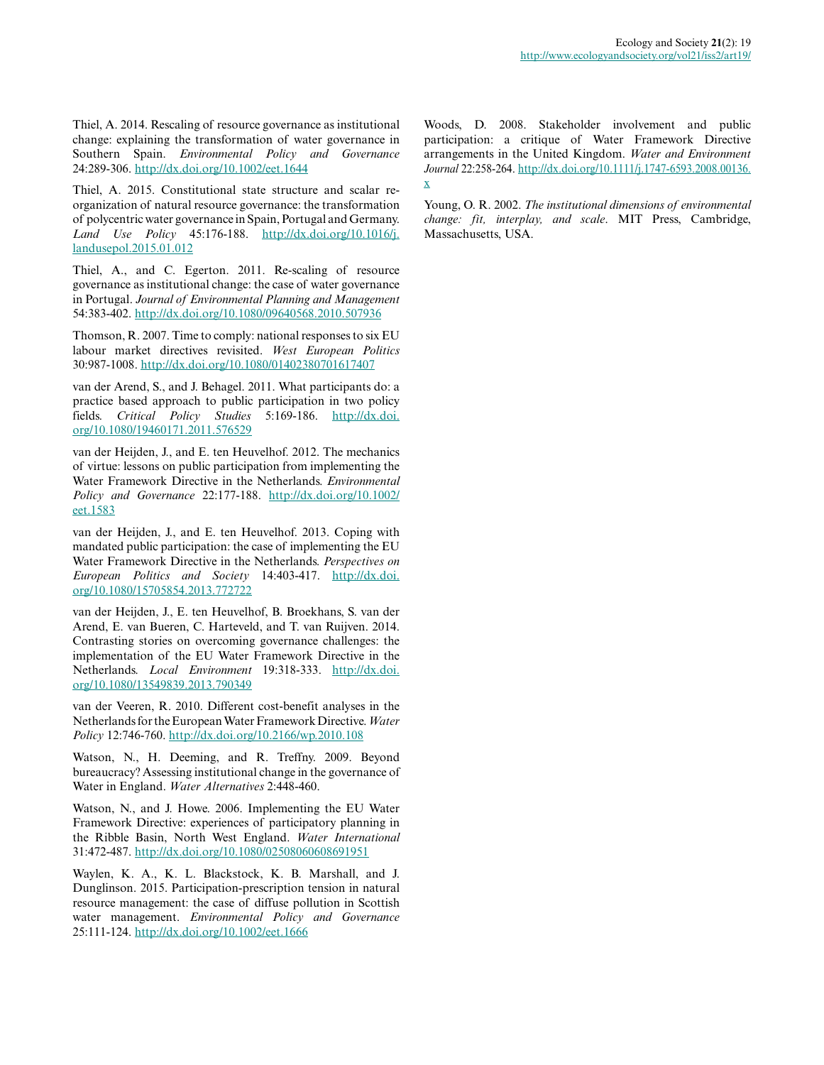Thiel, A. 2014. Rescaling of resource governance as institutional change: explaining the transformation of water governance in Southern Spain. *Environmental Policy and Governance* 24:289-306. http://dx.doi.org/10.1002/eet.1644

Thiel, A. 2015. Constitutional state structure and scalar re-organization of natural resource governance: the transformation of polycentric water governance in Spain, Portugal and Germany. *Land Use Policy* 45:176-188. http://dx.doi.org/10.1016/j.landusepol.2015.01.012

Thiel, A., and C. Egerton. 2011. Re-scaling of resource governance as institutional change: the case of water governance in Portugal. *Journal of Environmental Planning and Management* 54:383-402. http://dx.doi.org/10.1080/09640568.2010.507936

Thomson, R. 2007. Time to comply: national responses to six EU labour market directives revisited. *West European Politics* 30:987-1008. http://dx.doi.org/10.1080/01402380701617407

van der Arend, S., and J. Behagel. 2011. What participants do: a practice based approach to public participation in two policy fields. *Critical Policy Studies* 5:169-186. http://dx.doi.org/10.1080/19460171.2011.576529

van der Heijden, J., and E. ten Heuvelhof. 2012. The mechanics of virtue: lessons on public participation from implementing the Water Framework Directive in the Netherlands. *Environmental Policy and Governance* 22:177-188. http://dx.doi.org/10.1002/eet.1583

van der Heijden, J., and E. ten Heuvelhof. 2013. Coping with mandated public participation: the case of implementing the EU Water Framework Directive in the Netherlands. *Perspectives on European Politics and Society* 14:403-417. http://dx.doi.org/10.1080/15705854.2013.772722

van der Heijden, J., E. ten Heuvelhof, B. Broekhans, S. van der Arend, E. van Bueren, C. Harteveld, and T. van Ruijven. 2014. Contrasting stories on overcoming governance challenges: the implementation of the EU Water Framework Directive in the Netherlands. *Local Environment* 19:318-333. http://dx.doi.org/10.1080/13549839.2013.790349

van der Veeren, R. 2010. Different cost-benefit analyses in the Netherlands for the European Water Framework Directive. *Water Policy* 12:746-760. http://dx.doi.org/10.2166/wp.2010.108

Watson, N., H. Deeming, and R. Treffny. 2009. Beyond bureaucracy? Assessing institutional change in the governance of Water in England. *Water Alternatives* 2:448-460.

Watson, N., and J. Howe. 2006. Implementing the EU Water Framework Directive: experiences of participatory planning in the Ribble Basin, North West England. *Water International* 31:472-487. http://dx.doi.org/10.1080/02508060608691951

Waylen, K. A., K. L. Blackstock, K. B. Marshall, and J. Dunglinson. 2015. Participation-prescription tension in natural resource management: the case of diffuse pollution in Scottish water management. *Environmental Policy and Governance* 25:111-124. http://dx.doi.org/10.1002/eet.1666

Woods, D. 2008. Stakeholder involvement and public participation: a critique of Water Framework Directive arrangements in the United Kingdom. *Water and Environment Journal* 22:258-264. http://dx.doi.org/10.1111/j.1747-6593.2008.00136.x

Young, O. R. 2002. *The institutional dimensions of environmental change: fit, interplay, and scale*. MIT Press, Cambridge, Massachusetts, USA.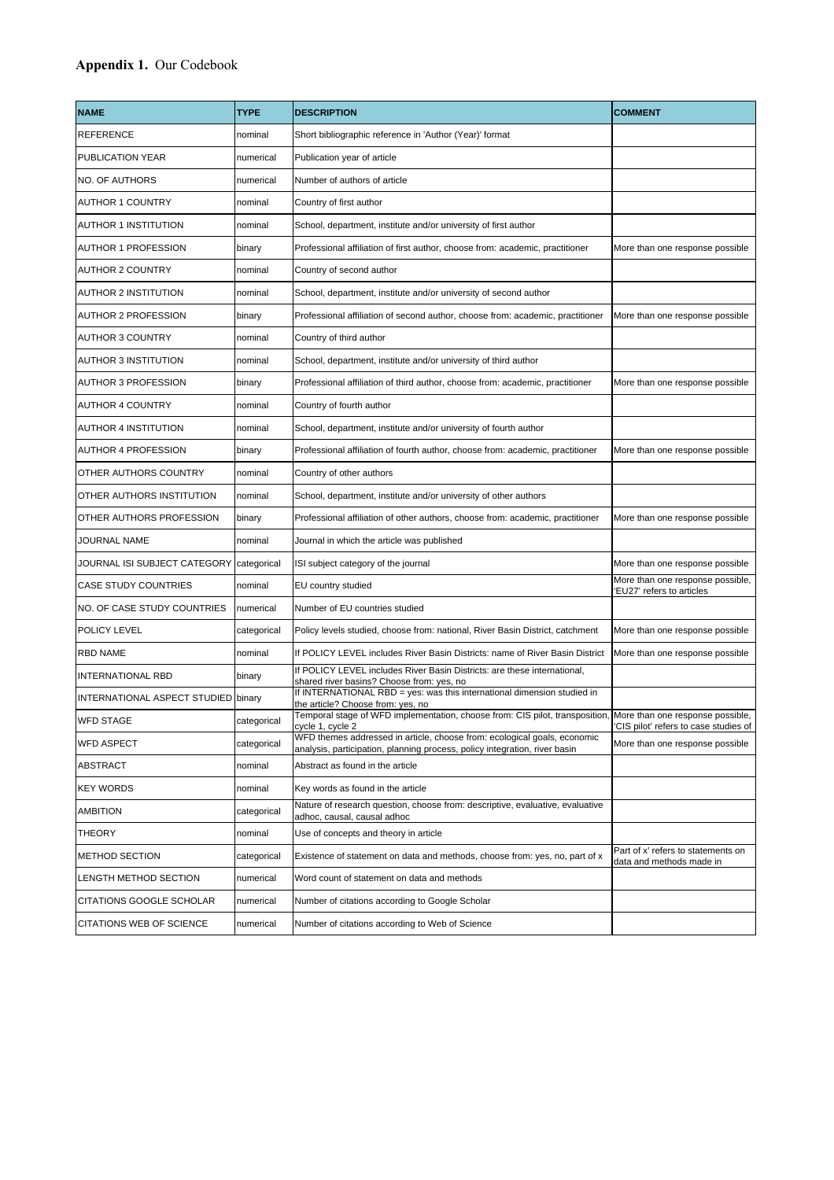**Appendix 1.** Our Codebook

| NAME | TYPE | DESCRIPTION | COMMENT |
|---|---|---|---|
| REFERENCE | nominal | Short bibliographic reference in 'Author (Year)' format | |
| PUBLICATION YEAR | numerical | Publication year of article | |
| NO. OF AUTHORS | numerical | Number of authors of article | |
| AUTHOR 1 COUNTRY | nominal | Country of first author | |
| AUTHOR 1 INSTITUTION | nominal | School, department, institute and/or university of first author | |
| AUTHOR 1 PROFESSION | binary | Professional affiliation of first author, choose from: academic, practitioner | More than one response possible |
| AUTHOR 2 COUNTRY | nominal | Country of second author | |
| AUTHOR 2 INSTITUTION | nominal | School, department, institute and/or university of second author | |
| AUTHOR 2 PROFESSION | binary | Professional affiliation of second author, choose from: academic, practitioner | More than one response possible |
| AUTHOR 3 COUNTRY | nominal | Country of third author | |
| AUTHOR 3 INSTITUTION | nominal | School, department, institute and/or university of third author | |
| AUTHOR 3 PROFESSION | binary | Professional affiliation of third author, choose from: academic, practitioner | More than one response possible |
| AUTHOR 4 COUNTRY | nominal | Country of fourth author | |
| AUTHOR 4 INSTITUTION | nominal | School, department, institute and/or university of fourth author | |
| AUTHOR 4 PROFESSION | binary | Professional affiliation of fourth author, choose from: academic, practitioner | More than one response possible |
| OTHER AUTHORS COUNTRY | nominal | Country of other authors | |
| OTHER AUTHORS INSTITUTION | nominal | School, department, institute and/or university of other authors | |
| OTHER AUTHORS PROFESSION | binary | Professional affiliation of other authors, choose from: academic, practitioner | More than one response possible |
| JOURNAL NAME | nominal | Journal in which the article was published | |
| JOURNAL ISI SUBJECT CATEGORY | categorical | ISI subject category of the journal | More than one response possible |
| CASE STUDY COUNTRIES | nominal | EU country studied | More than one response possible, 'EU27' refers to articles |
| NO. OF CASE STUDY COUNTRIES | numerical | Number of EU countries studied | |
| POLICY LEVEL | categorical | Policy levels studied, choose from: national, River Basin District, catchment | More than one response possible |
| RBD NAME | nominal | If POLICY LEVEL includes River Basin Districts: name of River Basin District | More than one response possible |
| INTERNATIONAL RBD | binary | If POLICY LEVEL includes River Basin Districts: are these international, shared river basins? Choose from: yes, no | |
| INTERNATIONAL ASPECT STUDIED | binary | If INTERNATIONAL RBD = yes: was this international dimension studied in the article? Choose from: yes, no | |
| WFD STAGE | categorical | Temporal stage of WFD implementation, choose from: CIS pilot, transposition, cycle 1, cycle 2 | More than one response possible, 'CIS pilot' refers to case studies of |
| WFD ASPECT | categorical | WFD themes addressed in article, choose from: ecological goals, economic analysis, participation, planning process, policy integration, river basin | More than one response possible |
| ABSTRACT | nominal | Abstract as found in the article | |
| KEY WORDS | nominal | Key words as found in the article | |
| AMBITION | categorical | Nature of research question, choose from: descriptive, evaluative, evaluative adhoc, causal, causal adhoc | |
| THEORY | nominal | Use of concepts and theory in article | |
| METHOD SECTION | categorical | Existence of statement on data and methods, choose from: yes, no, part of x | Part of x' refers to statements on data and methods made in |
| LENGTH METHOD SECTION | numerical | Word count of statement on data and methods | |
| CITATIONS GOOGLE SCHOLAR | numerical | Number of citations according to Google Scholar | |
| CITATIONS WEB OF SCIENCE | numerical | Number of citations according to Web of Science | |